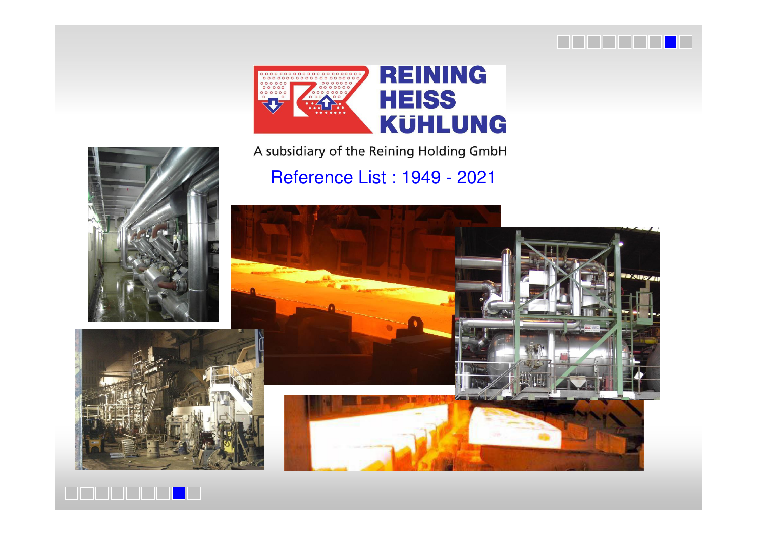# REINING HEISS KÜHLUNG

A subsidiary of the Reining Holding GmbH

## Reference List : 1949 - 2021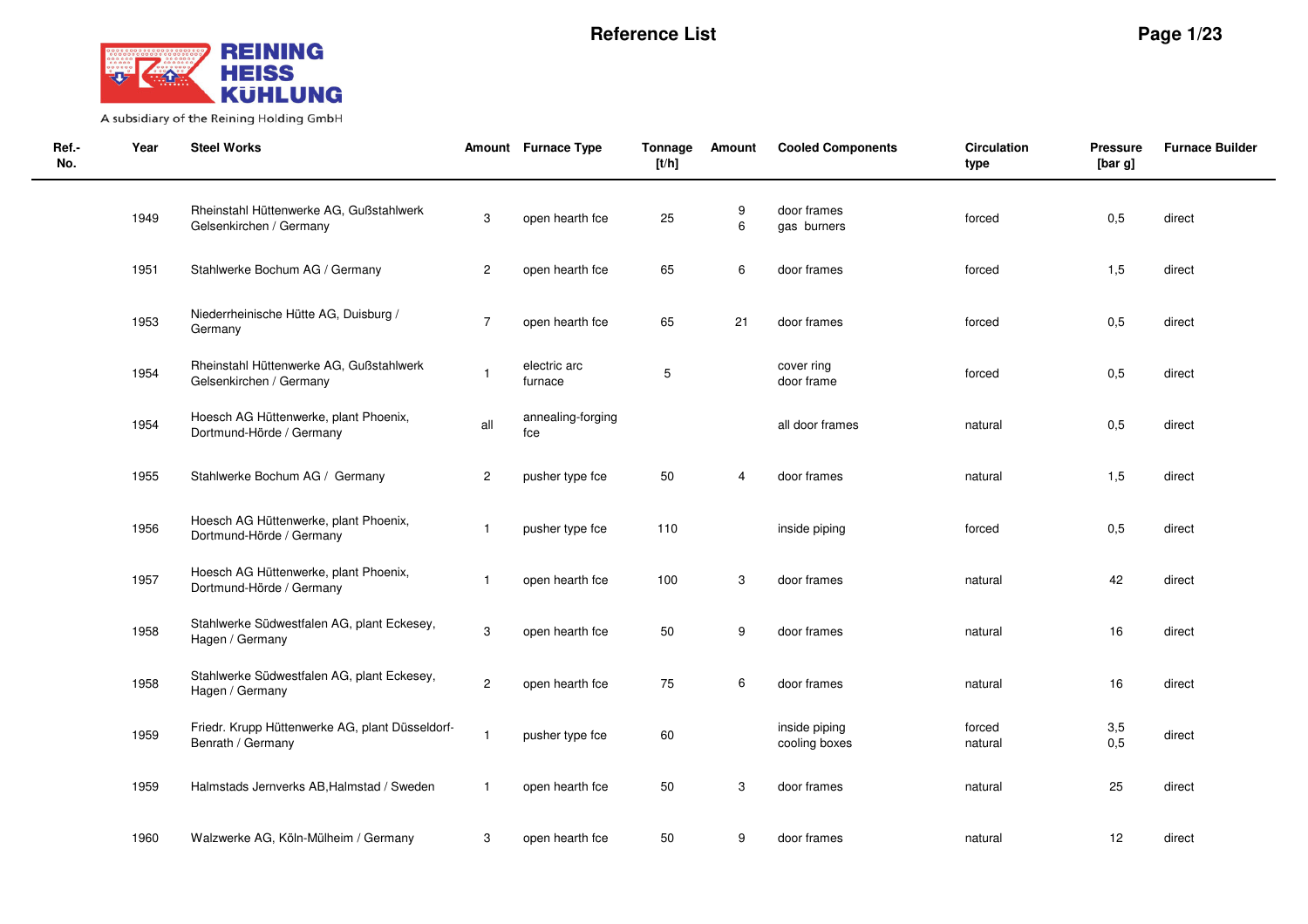# Reference List

REINING HEISS KÜHLUNG

A subsidiary of the Reining Holding GmbH

| Ref.-No. | Year | Steel Works | Amount | Furnace Type | Tonnage [t/h] | Amount | Cooled Components | Circulation type | Pressure [bar g] | Furnace Builder |
|---|---|---|---|---|---|---|---|---|---|---|
| | 1949 | Rheinstahl Hüttenwerke AG, Gußstahlwerk Gelsenkirchen / Germany | 3 | open hearth fce | 25 | 9<br>6 | door frames<br>gas burners | forced | 0,5 | direct |
| | 1951 | Stahlwerke Bochum AG / Germany | 2 | open hearth fce | 65 | 6 | door frames | forced | 1,5 | direct |
| | 1953 | Niederrheinische Hütte AG, Duisburg / Germany | 7 | open hearth fce | 65 | 21 | door frames | forced | 0,5 | direct |
| | 1954 | Rheinstahl Hüttenwerke AG, Gußstahlwerk Gelsenkirchen / Germany | 1 | electric arc furnace | 5 | | cover ring<br>door frame | forced | 0,5 | direct |
| | 1954 | Hoesch AG Hüttenwerke, plant Phoenix, Dortmund-Hörde / Germany | all | annealing-forging fce | | | all door frames | natural | 0,5 | direct |
| | 1955 | Stahlwerke Bochum AG / Germany | 2 | pusher type fce | 50 | 4 | door frames | natural | 1,5 | direct |
| | 1956 | Hoesch AG Hüttenwerke, plant Phoenix, Dortmund-Hörde / Germany | 1 | pusher type fce | 110 | | inside piping | forced | 0,5 | direct |
| | 1957 | Hoesch AG Hüttenwerke, plant Phoenix, Dortmund-Hörde / Germany | 1 | open hearth fce | 100 | 3 | door frames | natural | 42 | direct |
| | 1958 | Stahlwerke Südwestfalen AG, plant Eckesey, Hagen / Germany | 3 | open hearth fce | 50 | 9 | door frames | natural | 16 | direct |
| | 1958 | Stahlwerke Südwestfalen AG, plant Eckesey, Hagen / Germany | 2 | open hearth fce | 75 | 6 | door frames | natural | 16 | direct |
| | 1959 | Friedr. Krupp Hüttenwerke AG, plant Düsseldorf-Benrath / Germany | 1 | pusher type fce | 60 | | inside piping<br>cooling boxes | forced<br>natural | 3,5<br>0,5 | direct |
| | 1959 | Halmstads Jernverks AB,Halmstad / Sweden | 1 | open hearth fce | 50 | 3 | door frames | natural | 25 | direct |
| | 1960 | Walzwerke AG, Köln-Mülheim / Germany | 3 | open hearth fce | 50 | 9 | door frames | natural | 12 | direct |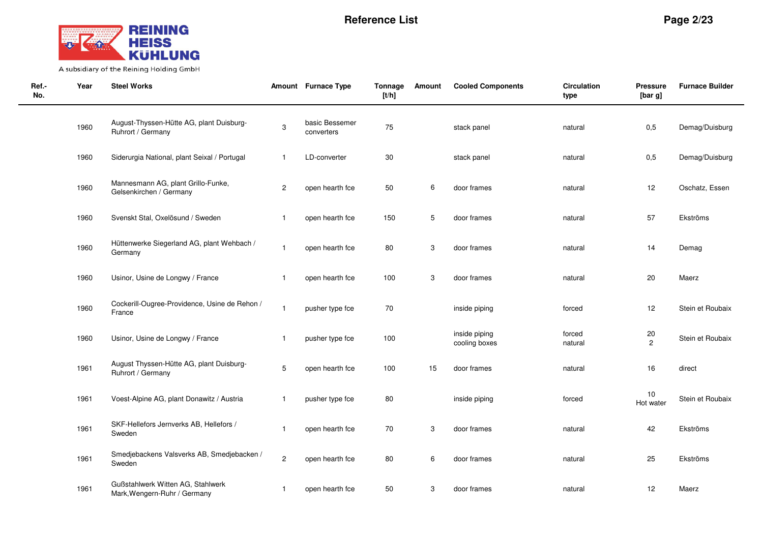# Reference List

**REINING HEISS KÜHLUNG**

A subsidiary of the Reining Holding GmbH

| Ref.-No. | Year | Steel Works | Amount | Furnace Type | Tonnage [t/h] | Amount | Cooled Components | Circulation type | Pressure [bar g] | Furnace Builder |
|---|---|---|---|---|---|---|---|---|---|---|
| | 1960 | August-Thyssen-Hütte AG, plant Duisburg-Ruhrort / Germany | 3 | basic Bessemer converters | 75 | | stack panel | natural | 0,5 | Demag/Duisburg |
| | 1960 | Siderurgia National, plant Seixal / Portugal | 1 | LD-converter | 30 | | stack panel | natural | 0,5 | Demag/Duisburg |
| | 1960 | Mannesmann AG, plant Grillo-Funke, Gelsenkirchen / Germany | 2 | open hearth fce | 50 | 6 | door frames | natural | 12 | Oschatz, Essen |
| | 1960 | Svenskt Stal, Oxelösund / Sweden | 1 | open hearth fce | 150 | 5 | door frames | natural | 57 | Ekströms |
| | 1960 | Hüttenwerke Siegerland AG, plant Wehbach / Germany | 1 | open hearth fce | 80 | 3 | door frames | natural | 14 | Demag |
| | 1960 | Usinor, Usine de Longwy / France | 1 | open hearth fce | 100 | 3 | door frames | natural | 20 | Maerz |
| | 1960 | Cockerill-Ougree-Providence, Usine de Rehon / France | 1 | pusher type fce | 70 | | inside piping | forced | 12 | Stein et Roubaix |
| | 1960 | Usinor, Usine de Longwy / France | 1 | pusher type fce | 100 | | inside piping<br>cooling boxes | forced<br>natural | 20<br>2 | Stein et Roubaix |
| | 1961 | August Thyssen-Hütte AG, plant Duisburg-Ruhrort / Germany | 5 | open hearth fce | 100 | 15 | door frames | natural | 16 | direct |
| | 1961 | Voest-Alpine AG, plant Donawitz / Austria | 1 | pusher type fce | 80 | | inside piping | forced | 10<br>Hot water | Stein et Roubaix |
| | 1961 | SKF-Hellefors Jernverks AB, Hellefors / Sweden | 1 | open hearth fce | 70 | 3 | door frames | natural | 42 | Ekströms |
| | 1961 | Smedjebackens Valsverks AB, Smedjebacken / Sweden | 2 | open hearth fce | 80 | 6 | door frames | natural | 25 | Ekströms |
| | 1961 | Gußstahlwerk Witten AG, Stahlwerk Mark,Wengern-Ruhr / Germany | 1 | open hearth fce | 50 | 3 | door frames | natural | 12 | Maerz |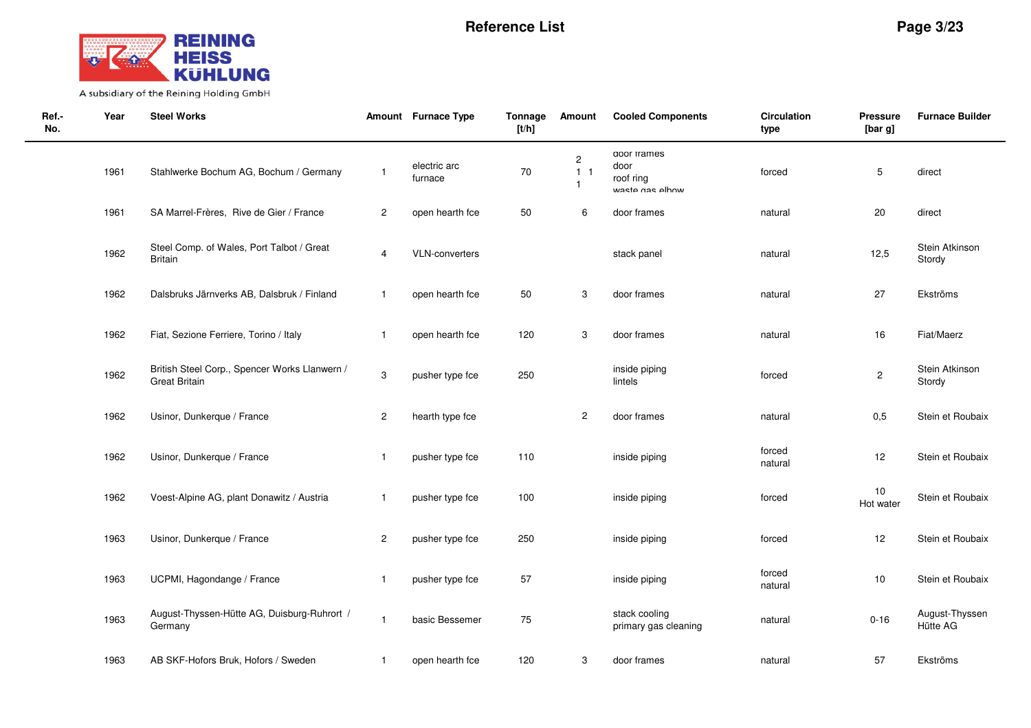| Ref.-No. | Year | Steel Works | Amount | Furnace Type | Tonnage [t/h] | Amount | Cooled Components | Circulation type | Pressure [bar g] | Furnace Builder |
|---|---|---|---|---|---|---|---|---|---|---|
| | 1961 | Stahlwerke Bochum AG, Bochum / Germany | 1 | electric arc furnace | 70 | 2<br>1 1<br>1 | door frames<br>door<br>roof ring<br>waste gas elbow | forced | 5 | direct |
| | 1961 | SA Marrel-Frères, Rive de Gier / France | 2 | open hearth fce | 50 | 6 | door frames | natural | 20 | direct |
| | 1962 | Steel Comp. of Wales, Port Talbot / Great Britain | 4 | VLN-converters | | | stack panel | natural | 12,5 | Stein Atkinson Stordy |
| | 1962 | Dalsbruks Järnverks AB, Dalsbruk / Finland | 1 | open hearth fce | 50 | 3 | door frames | natural | 27 | Ekströms |
| | 1962 | Fiat, Sezione Ferriere, Torino / Italy | 1 | open hearth fce | 120 | 3 | door frames | natural | 16 | Fiat/Maerz |
| | 1962 | British Steel Corp., Spencer Works Llanwern / Great Britain | 3 | pusher type fce | 250 | | inside piping<br>lintels | forced | 2 | Stein Atkinson Stordy |
| | 1962 | Usinor, Dunkerque / France | 2 | hearth type fce | | 2 | door frames | natural | 0,5 | Stein et Roubaix |
| | 1962 | Usinor, Dunkerque / France | 1 | pusher type fce | 110 | | inside piping | forced<br>natural | 12 | Stein et Roubaix |
| | 1962 | Voest-Alpine AG, plant Donawitz / Austria | 1 | pusher type fce | 100 | | inside piping | forced | 10<br>Hot water | Stein et Roubaix |
| | 1963 | Usinor, Dunkerque / France | 2 | pusher type fce | 250 | | inside piping | forced | 12 | Stein et Roubaix |
| | 1963 | UCPMI, Hagondange / France | 1 | pusher type fce | 57 | | inside piping | forced<br>natural | 10 | Stein et Roubaix |
| | 1963 | August-Thyssen-Hütte AG, Duisburg-Ruhrort / Germany | 1 | basic Bessemer | 75 | | stack cooling<br>primary gas cleaning | natural | 0-16 | August-Thyssen Hütte AG |
| | 1963 | AB SKF-Hofors Bruk, Hofors / Sweden | 1 | open hearth fce | 120 | 3 | door frames | natural | 57 | Ekströms |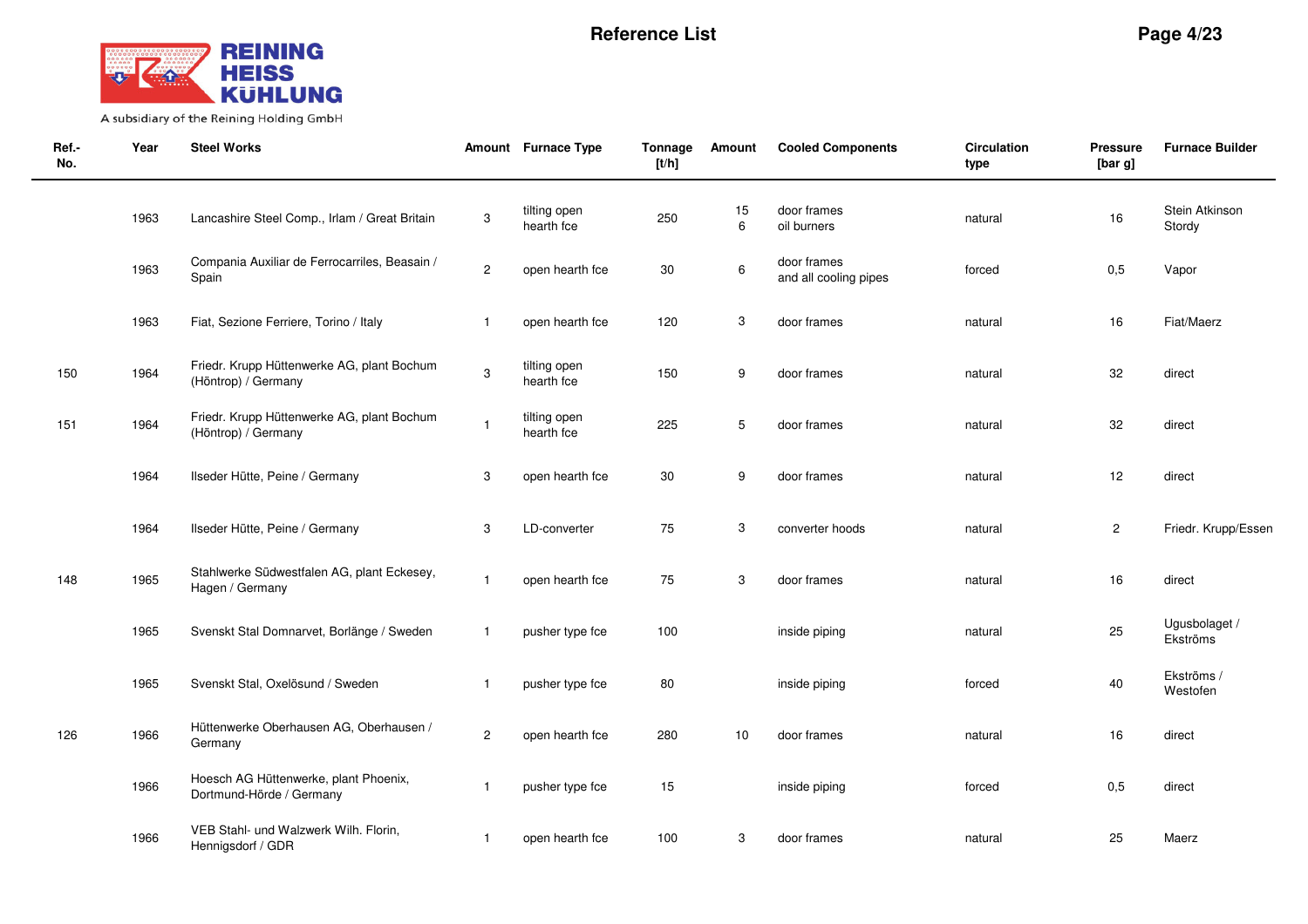## Reference List

| Ref.-No. | Year | Steel Works | Amount | Furnace Type | Tonnage [t/h] | Amount | Cooled Components | Circulation type | Pressure [bar g] | Furnace Builder |
|---|---|---|---|---|---|---|---|---|---|---|
| | 1963 | Lancashire Steel Comp., Irlam / Great Britain | 3 | tilting open hearth fce | 250 | 15<br>6 | door frames<br>oil burners | natural | 16 | Stein Atkinson Stordy |
| | 1963 | Compania Auxiliar de Ferrocarriles, Beasain / Spain | 2 | open hearth fce | 30 | 6 | door frames and all cooling pipes | forced | 0,5 | Vapor |
| | 1963 | Fiat, Sezione Ferriere, Torino / Italy | 1 | open hearth fce | 120 | 3 | door frames | natural | 16 | Fiat/Maerz |
| 150 | 1964 | Friedr. Krupp Hüttenwerke AG, plant Bochum (Höntrop) / Germany | 3 | tilting open hearth fce | 150 | 9 | door frames | natural | 32 | direct |
| 151 | 1964 | Friedr. Krupp Hüttenwerke AG, plant Bochum (Höntrop) / Germany | 1 | tilting open hearth fce | 225 | 5 | door frames | natural | 32 | direct |
| | 1964 | Ilseder Hütte, Peine / Germany | 3 | open hearth fce | 30 | 9 | door frames | natural | 12 | direct |
| | 1964 | Ilseder Hütte, Peine / Germany | 3 | LD-converter | 75 | 3 | converter hoods | natural | 2 | Friedr. Krupp/Essen |
| 148 | 1965 | Stahlwerke Südwestfalen AG, plant Eckesey, Hagen / Germany | 1 | open hearth fce | 75 | 3 | door frames | natural | 16 | direct |
| | 1965 | Svenskt Stal Domnarvet, Borlänge / Sweden | 1 | pusher type fce | 100 | | inside piping | natural | 25 | Ugusbolaget / Ekströms |
| | 1965 | Svenskt Stal, Oxelösund / Sweden | 1 | pusher type fce | 80 | | inside piping | forced | 40 | Ekströms / Westofen |
| 126 | 1966 | Hüttenwerke Oberhausen AG, Oberhausen / Germany | 2 | open hearth fce | 280 | 10 | door frames | natural | 16 | direct |
| | 1966 | Hoesch AG Hüttenwerke, plant Phoenix, Dortmund-Hörde / Germany | 1 | pusher type fce | 15 | | inside piping | forced | 0,5 | direct |
| | 1966 | VEB Stahl- und Walzwerk Wilh. Florin, Hennigsdorf / GDR | 1 | open hearth fce | 100 | 3 | door frames | natural | 25 | Maerz |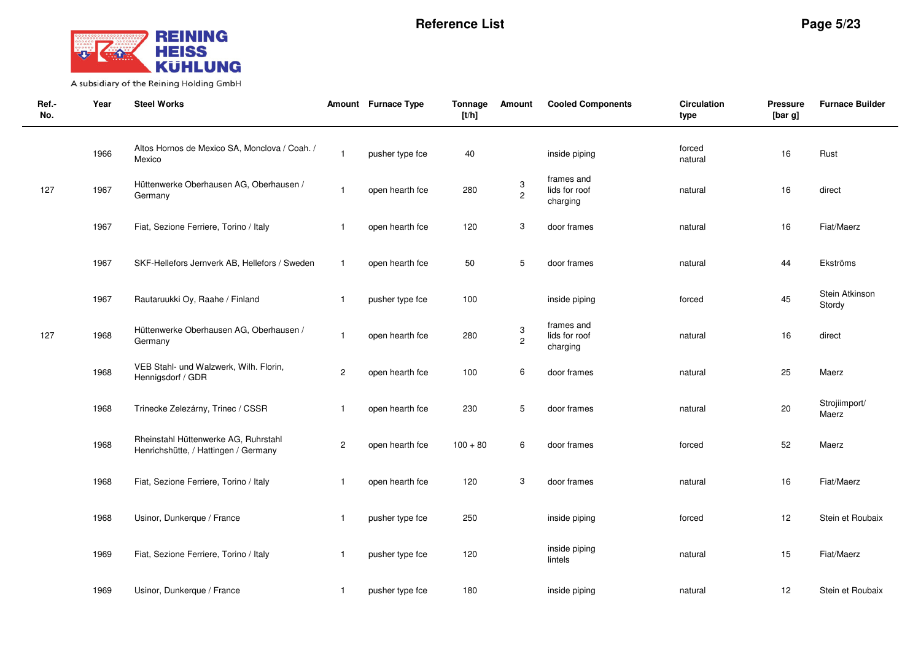| Ref.-No. | Year | Steel Works | Amount | Furnace Type | Tonnage [t/h] | Amount | Cooled Components | Circulation type | Pressure [bar g] | Furnace Builder |
|---|---|---|---|---|---|---|---|---|---|---|
| | 1966 | Altos Hornos de Mexico SA, Monclova / Coah. / Mexico | 1 | pusher type fce | 40 | | inside piping | forced natural | 16 | Rust |
| 127 | 1967 | Hüttenwerke Oberhausen AG, Oberhausen / Germany | 1 | open hearth fce | 280 | 3 2 | frames and lids for roof charging | natural | 16 | direct |
| | 1967 | Fiat, Sezione Ferriere, Torino / Italy | 1 | open hearth fce | 120 | 3 | door frames | natural | 16 | Fiat/Maerz |
| | 1967 | SKF-Hellefors Jernverk AB, Hellefors / Sweden | 1 | open hearth fce | 50 | 5 | door frames | natural | 44 | Ekströms |
| | 1967 | Rautaruukki Oy, Raahe / Finland | 1 | pusher type fce | 100 | | inside piping | forced | 45 | Stein Atkinson Stordy |
| 127 | 1968 | Hüttenwerke Oberhausen AG, Oberhausen / Germany | 1 | open hearth fce | 280 | 3 2 | frames and lids for roof charging | natural | 16 | direct |
| | 1968 | VEB Stahl- und Walzwerk, Wilh. Florin, Hennigsdorf / GDR | 2 | open hearth fce | 100 | 6 | door frames | natural | 25 | Maerz |
| | 1968 | Trinecke Zelezárny, Trinec / CSSR | 1 | open hearth fce | 230 | 5 | door frames | natural | 20 | Strojiimport/ Maerz |
| | 1968 | Rheinstahl Hüttenwerke AG, Ruhrstahl Henrichshütte, / Hattingen / Germany | 2 | open hearth fce | 100 + 80 | 6 | door frames | forced | 52 | Maerz |
| | 1968 | Fiat, Sezione Ferriere, Torino / Italy | 1 | open hearth fce | 120 | 3 | door frames | natural | 16 | Fiat/Maerz |
| | 1968 | Usinor, Dunkerque / France | 1 | pusher type fce | 250 | | inside piping | forced | 12 | Stein et Roubaix |
| | 1969 | Fiat, Sezione Ferriere, Torino / Italy | 1 | pusher type fce | 120 | | inside piping lintels | natural | 15 | Fiat/Maerz |
| | 1969 | Usinor, Dunkerque / France | 1 | pusher type fce | 180 | | inside piping | natural | 12 | Stein et Roubaix |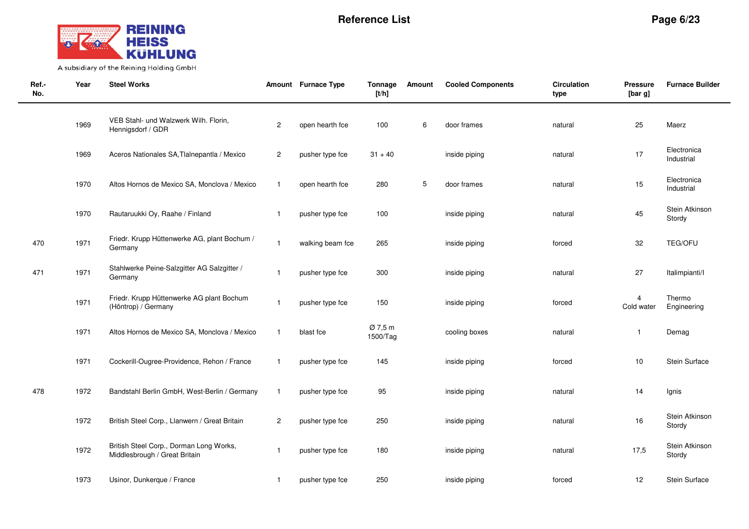# Reference List

| Ref.-No. | Year | Steel Works | Amount | Furnace Type | Tonnage [t/h] | Amount | Cooled Components | Circulation type | Pressure [bar g] | Furnace Builder |
|---|---|---|---|---|---|---|---|---|---|---|
| | 1969 | VEB Stahl- und Walzwerk Wilh. Florin, Hennigsdorf / GDR | 2 | open hearth fce | 100 | 6 | door frames | natural | 25 | Maerz |
| | 1969 | Aceros Nationales SA,Tlalnepantla / Mexico | 2 | pusher type fce | 31 + 40 | | inside piping | natural | 17 | Electronica Industrial |
| | 1970 | Altos Hornos de Mexico SA, Monclova / Mexico | 1 | open hearth fce | 280 | 5 | door frames | natural | 15 | Electronica Industrial |
| | 1970 | Rautaruukki Oy, Raahe / Finland | 1 | pusher type fce | 100 | | inside piping | natural | 45 | Stein Atkinson Stordy |
| 470 | 1971 | Friedr. Krupp Hüttenwerke AG, plant Bochum / Germany | 1 | walking beam fce | 265 | | inside piping | forced | 32 | TEG/OFU |
| 471 | 1971 | Stahlwerke Peine-Salzgitter AG Salzgitter / Germany | 1 | pusher type fce | 300 | | inside piping | natural | 27 | Italimpianti/I |
| | 1971 | Friedr. Krupp Hüttenwerke AG plant Bochum (Höntrop) / Germany | 1 | pusher type fce | 150 | | inside piping | forced | 4 Cold water | Thermo Engineering |
| | 1971 | Altos Hornos de Mexico SA, Monclova / Mexico | 1 | blast fce | Ø 7,5 m 1500/Tag | | cooling boxes | natural | 1 | Demag |
| | 1971 | Cockerill-Ougree-Providence, Rehon / France | 1 | pusher type fce | 145 | | inside piping | forced | 10 | Stein Surface |
| 478 | 1972 | Bandstahl Berlin GmbH, West-Berlin / Germany | 1 | pusher type fce | 95 | | inside piping | natural | 14 | Ignis |
| | 1972 | British Steel Corp., Llanwern / Great Britain | 2 | pusher type fce | 250 | | inside piping | natural | 16 | Stein Atkinson Stordy |
| | 1972 | British Steel Corp., Dorman Long Works, Middlesbrough / Great Britain | 1 | pusher type fce | 180 | | inside piping | natural | 17,5 | Stein Atkinson Stordy |
| | 1973 | Usinor, Dunkerque / France | 1 | pusher type fce | 250 | | inside piping | forced | 12 | Stein Surface |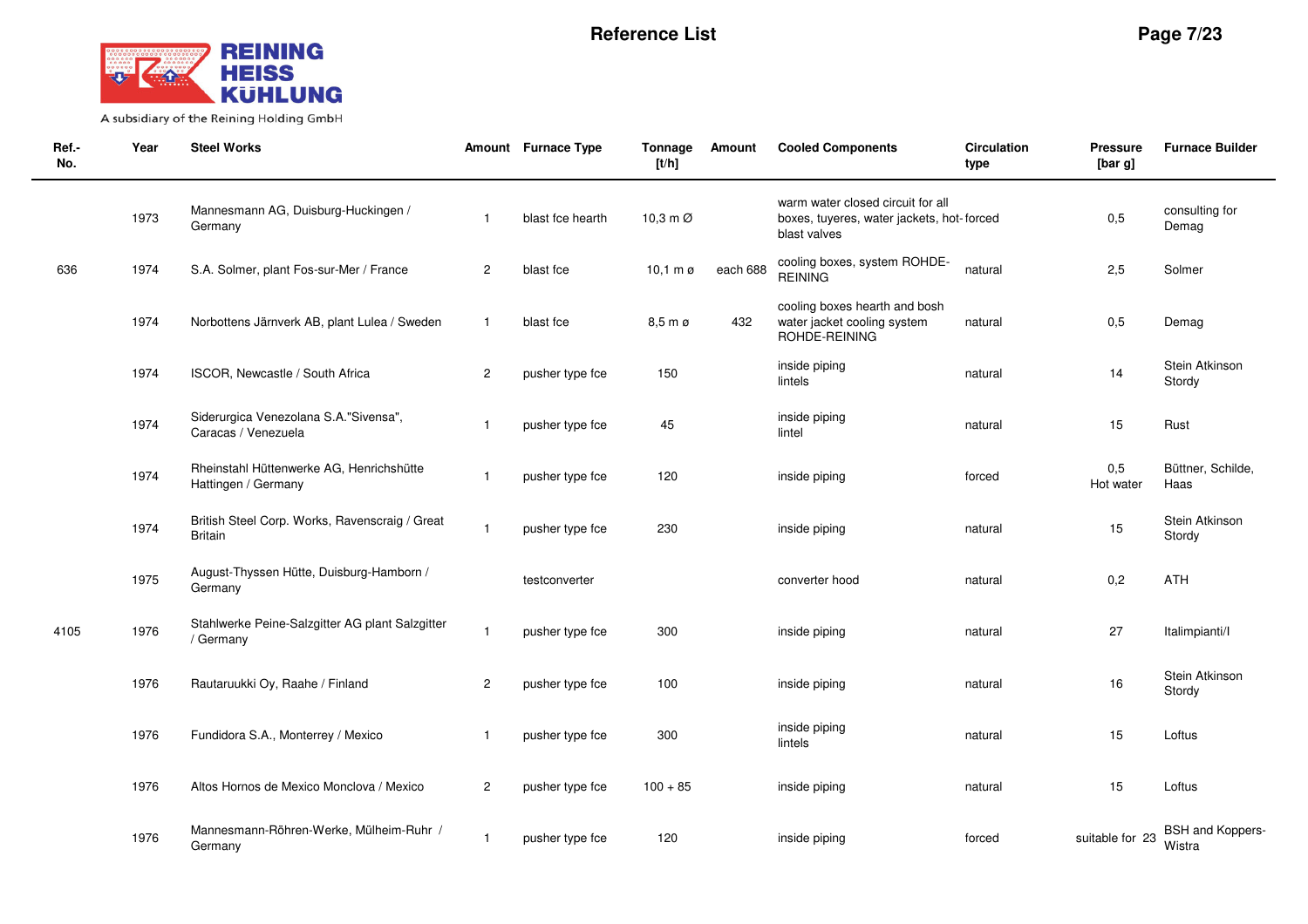| Ref.-No. | Year | Steel Works | Amount | Furnace Type | Tonnage [t/h] | Amount | Cooled Components | Circulation type | Pressure [bar g] | Furnace Builder |
|---|---|---|---|---|---|---|---|---|---|---|
| | 1973 | Mannesmann AG, Duisburg-Huckingen / Germany | 1 | blast fce hearth | 10,3 m Ø | | warm water closed circuit for all boxes, tuyeres, water jackets, hot-blast valves | forced | 0,5 | consulting for Demag |
| 636 | 1974 | S.A. Solmer, plant Fos-sur-Mer / France | 2 | blast fce | 10,1 m ø | each 688 | cooling boxes, system ROHDE-REINING | natural | 2,5 | Solmer |
| | 1974 | Norbottens Järnverk AB, plant Lulea / Sweden | 1 | blast fce | 8,5 m ø | 432 | cooling boxes hearth and bosh water jacket cooling system ROHDE-REINING | natural | 0,5 | Demag |
| | 1974 | ISCOR, Newcastle / South Africa | 2 | pusher type fce | 150 | | inside piping lintels | natural | 14 | Stein Atkinson Stordy |
| | 1974 | Siderurgica Venezolana S.A."Sivensa", Caracas / Venezuela | 1 | pusher type fce | 45 | | inside piping lintel | natural | 15 | Rust |
| | 1974 | Rheinstahl Hüttenwerke AG, Henrichshütte Hattingen / Germany | 1 | pusher type fce | 120 | | inside piping | forced | 0,5 Hot water | Büttner, Schilde, Haas |
| | 1974 | British Steel Corp. Works, Ravenscraig / Great Britain | 1 | pusher type fce | 230 | | inside piping | natural | 15 | Stein Atkinson Stordy |
| | 1975 | August-Thyssen Hütte, Duisburg-Hamborn / Germany | | testconverter | | | converter hood | natural | 0,2 | ATH |
| 4105 | 1976 | Stahlwerke Peine-Salzgitter AG plant Salzgitter / Germany | 1 | pusher type fce | 300 | | inside piping | natural | 27 | Italimpianti/I |
| | 1976 | Rautaruukki Oy, Raahe / Finland | 2 | pusher type fce | 100 | | inside piping | natural | 16 | Stein Atkinson Stordy |
| | 1976 | Fundidora S.A., Monterrey / Mexico | 1 | pusher type fce | 300 | | inside piping lintels | natural | 15 | Loftus |
| | 1976 | Altos Hornos de Mexico Monclova / Mexico | 2 | pusher type fce | 100 + 85 | | inside piping | natural | 15 | Loftus |
| | 1976 | Mannesmann-Röhren-Werke, Mülheim-Ruhr / Germany | 1 | pusher type fce | 120 | | inside piping | forced | suitable for 23 | BSH and Koppers-Wistra |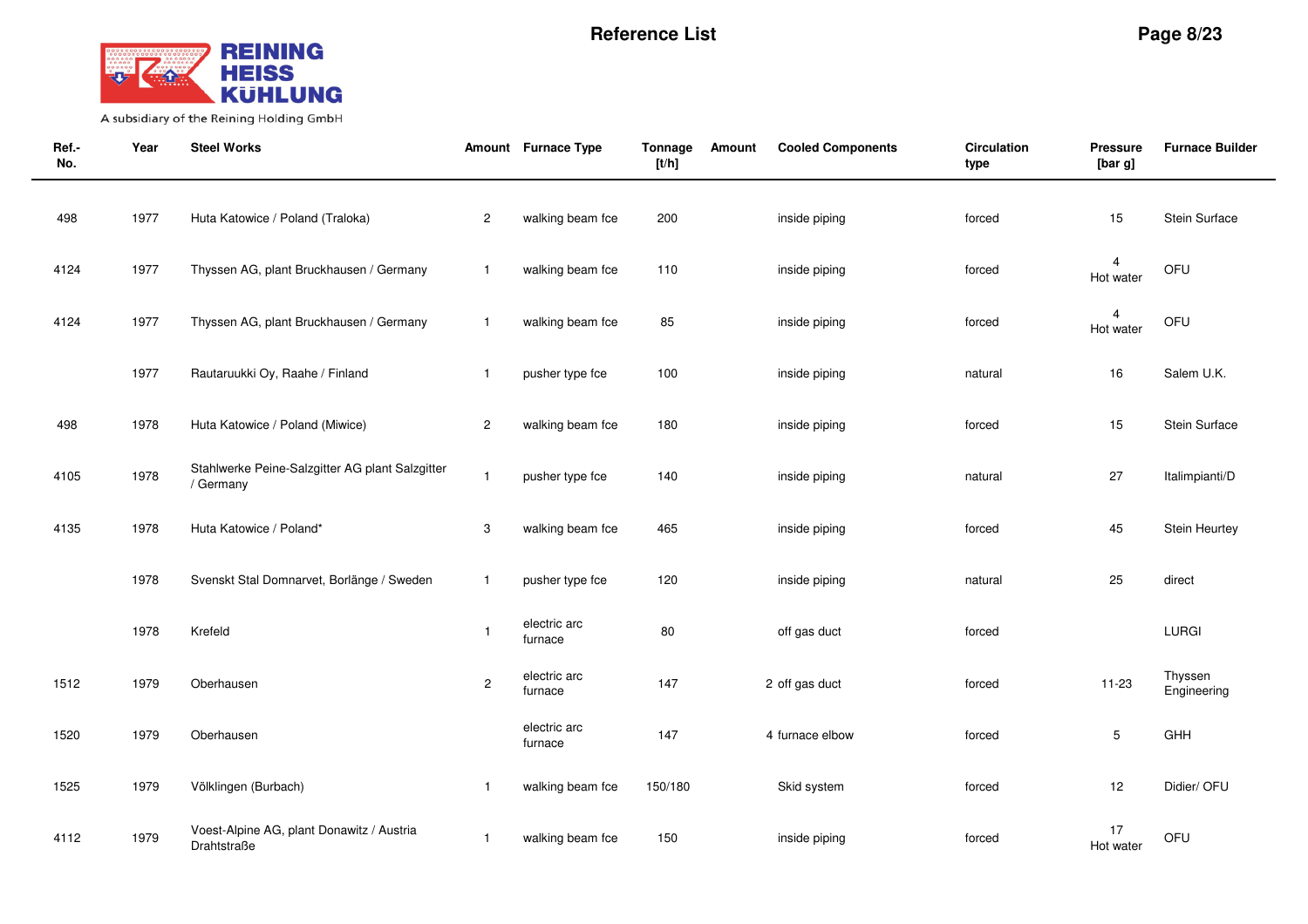# Reference List

| Ref.-No. | Year | Steel Works | Amount | Furnace Type | Tonnage [t/h] | Amount | Cooled Components | Circulation type | Pressure [bar g] | Furnace Builder |
|---|---|---|---|---|---|---|---|---|---|---|
| 498 | 1977 | Huta Katowice / Poland (Traloka) | 2 | walking beam fce | 200 | | inside piping | forced | 15 | Stein Surface |
| 4124 | 1977 | Thyssen AG, plant Bruckhausen / Germany | 1 | walking beam fce | 110 | | inside piping | forced | 4 Hot water | OFU |
| 4124 | 1977 | Thyssen AG, plant Bruckhausen / Germany | 1 | walking beam fce | 85 | | inside piping | forced | 4 Hot water | OFU |
| | 1977 | Rautaruukki Oy, Raahe / Finland | 1 | pusher type fce | 100 | | inside piping | natural | 16 | Salem U.K. |
| 498 | 1978 | Huta Katowice / Poland (Miwice) | 2 | walking beam fce | 180 | | inside piping | forced | 15 | Stein Surface |
| 4105 | 1978 | Stahlwerke Peine-Salzgitter AG plant Salzgitter / Germany | 1 | pusher type fce | 140 | | inside piping | natural | 27 | Italimpianti/D |
| 4135 | 1978 | Huta Katowice / Poland* | 3 | walking beam fce | 465 | | inside piping | forced | 45 | Stein Heurtey |
| | 1978 | Svenskt Stal Domnarvet, Borlänge / Sweden | 1 | pusher type fce | 120 | | inside piping | natural | 25 | direct |
| | 1978 | Krefeld | 1 | electric arc furnace | 80 | | off gas duct | forced | | LURGI |
| 1512 | 1979 | Oberhausen | 2 | electric arc furnace | 147 | 2 | off gas duct | forced | 11-23 | Thyssen Engineering |
| 1520 | 1979 | Oberhausen | | electric arc furnace | 147 | 4 | furnace elbow | forced | 5 | GHH |
| 1525 | 1979 | Völklingen (Burbach) | 1 | walking beam fce | 150/180 | | Skid system | forced | 12 | Didier/ OFU |
| 4112 | 1979 | Voest-Alpine AG, plant Donawitz / Austria Drahtstraße | 1 | walking beam fce | 150 | | inside piping | forced | 17 Hot water | OFU |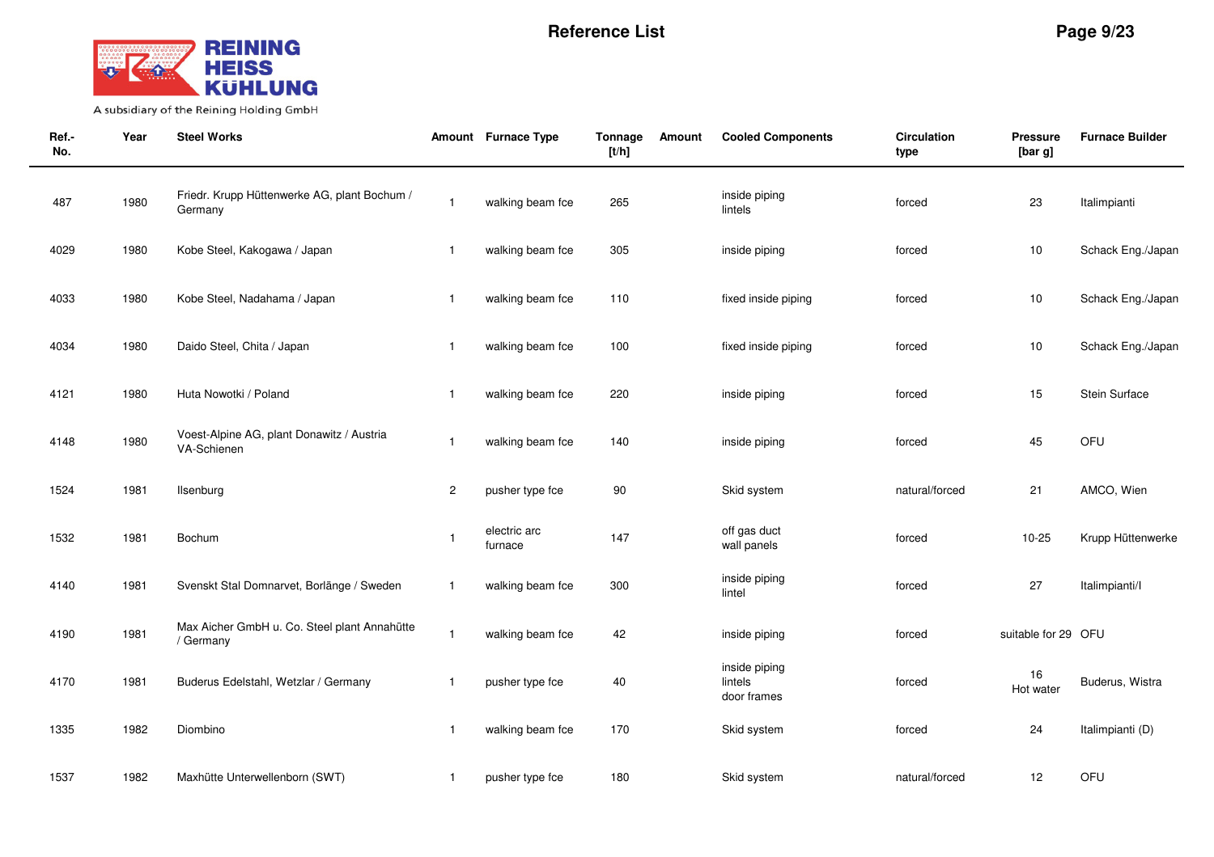# Reference List

REINING HEISS KÜHLUNG
A subsidiary of the Reining Holding GmbH

| Ref.-No. | Year | Steel Works | Amount | Furnace Type | Tonnage [t/h] | Amount | Cooled Components | Circulation type | Pressure [bar g] | Furnace Builder |
|---|---|---|---|---|---|---|---|---|---|---|
| 487 | 1980 | Friedr. Krupp Hüttenwerke AG, plant Bochum / Germany | 1 | walking beam fce | 265 | | inside piping lintels | forced | 23 | Italimpianti |
| 4029 | 1980 | Kobe Steel, Kakogawa / Japan | 1 | walking beam fce | 305 | | inside piping | forced | 10 | Schack Eng./Japan |
| 4033 | 1980 | Kobe Steel, Nadahama / Japan | 1 | walking beam fce | 110 | | fixed inside piping | forced | 10 | Schack Eng./Japan |
| 4034 | 1980 | Daido Steel, Chita / Japan | 1 | walking beam fce | 100 | | fixed inside piping | forced | 10 | Schack Eng./Japan |
| 4121 | 1980 | Huta Nowotki / Poland | 1 | walking beam fce | 220 | | inside piping | forced | 15 | Stein Surface |
| 4148 | 1980 | Voest-Alpine AG, plant Donawitz / Austria VA-Schienen | 1 | walking beam fce | 140 | | inside piping | forced | 45 | OFU |
| 1524 | 1981 | Ilsenburg | 2 | pusher type fce | 90 | | Skid system | natural/forced | 21 | AMCO, Wien |
| 1532 | 1981 | Bochum | 1 | electric arc furnace | 147 | | off gas duct wall panels | forced | 10-25 | Krupp Hüttenwerke |
| 4140 | 1981 | Svenskt Stal Domnarvet, Borlänge / Sweden | 1 | walking beam fce | 300 | | inside piping lintel | forced | 27 | Italimpianti/I |
| 4190 | 1981 | Max Aicher GmbH u. Co. Steel plant Annahütte / Germany | 1 | walking beam fce | 42 | | inside piping | forced | suitable for 29 | OFU |
| 4170 | 1981 | Buderus Edelstahl, Wetzlar / Germany | 1 | pusher type fce | 40 | | inside piping lintels door frames | forced | 16 Hot water | Buderus, Wistra |
| 1335 | 1982 | Diombino | 1 | walking beam fce | 170 | | Skid system | forced | 24 | Italimpianti (D) |
| 1537 | 1982 | Maxhütte Unterwellenborn (SWT) | 1 | pusher type fce | 180 | | Skid system | natural/forced | 12 | OFU |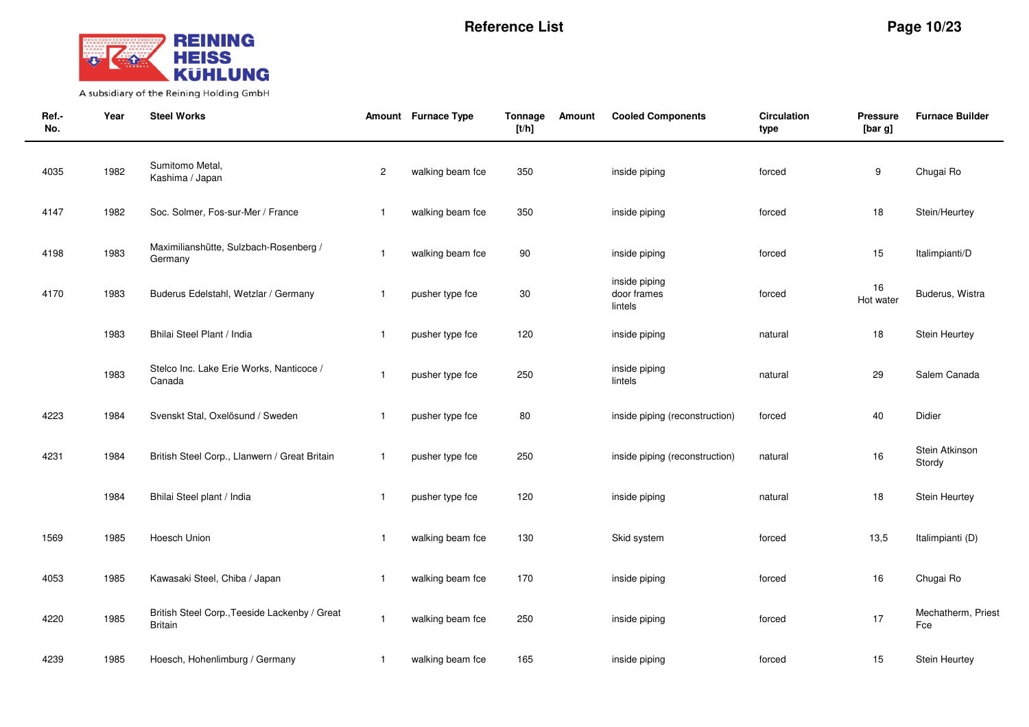# Reference List

| Ref.-No. | Year | Steel Works | Amount | Furnace Type | Tonnage [t/h] | Amount | Cooled Components | Circulation type | Pressure [bar g] | Furnace Builder |
|---|---|---|---|---|---|---|---|---|---|---|
| 4035 | 1982 | Sumitomo Metal, Kashima / Japan | 2 | walking beam fce | 350 | | inside piping | forced | 9 | Chugai Ro |
| 4147 | 1982 | Soc. Solmer, Fos-sur-Mer / France | 1 | walking beam fce | 350 | | inside piping | forced | 18 | Stein/Heurtey |
| 4198 | 1983 | Maximilianshütte, Sulzbach-Rosenberg / Germany | 1 | walking beam fce | 90 | | inside piping | forced | 15 | Italimpianti/D |
| 4170 | 1983 | Buderus Edelstahl, Wetzlar / Germany | 1 | pusher type fce | 30 | | inside piping<br>door frames<br>lintels | forced | 16<br>Hot water | Buderus, Wistra |
| | 1983 | Bhilai Steel Plant / India | 1 | pusher type fce | 120 | | inside piping | natural | 18 | Stein Heurtey |
| | 1983 | Stelco Inc. Lake Erie Works, Nanticoce / Canada | 1 | pusher type fce | 250 | | inside piping<br>lintels | natural | 29 | Salem Canada |
| 4223 | 1984 | Svenskt Stal, Oxelösund / Sweden | 1 | pusher type fce | 80 | | inside piping (reconstruction) | forced | 40 | Didier |
| 4231 | 1984 | British Steel Corp., Llanwern / Great Britain | 1 | pusher type fce | 250 | | inside piping (reconstruction) | natural | 16 | Stein Atkinson Stordy |
| | 1984 | Bhilai Steel plant / India | 1 | pusher type fce | 120 | | inside piping | natural | 18 | Stein Heurtey |
| 1569 | 1985 | Hoesch Union | 1 | walking beam fce | 130 | | Skid system | forced | 13,5 | Italimpianti (D) |
| 4053 | 1985 | Kawasaki Steel, Chiba / Japan | 1 | walking beam fce | 170 | | inside piping | forced | 16 | Chugai Ro |
| 4220 | 1985 | British Steel Corp.,Teeside Lackenby / Great Britain | 1 | walking beam fce | 250 | | inside piping | forced | 17 | Mechatherm, Priest Fce |
| 4239 | 1985 | Hoesch, Hohenlimburg / Germany | 1 | walking beam fce | 165 | | inside piping | forced | 15 | Stein Heurtey |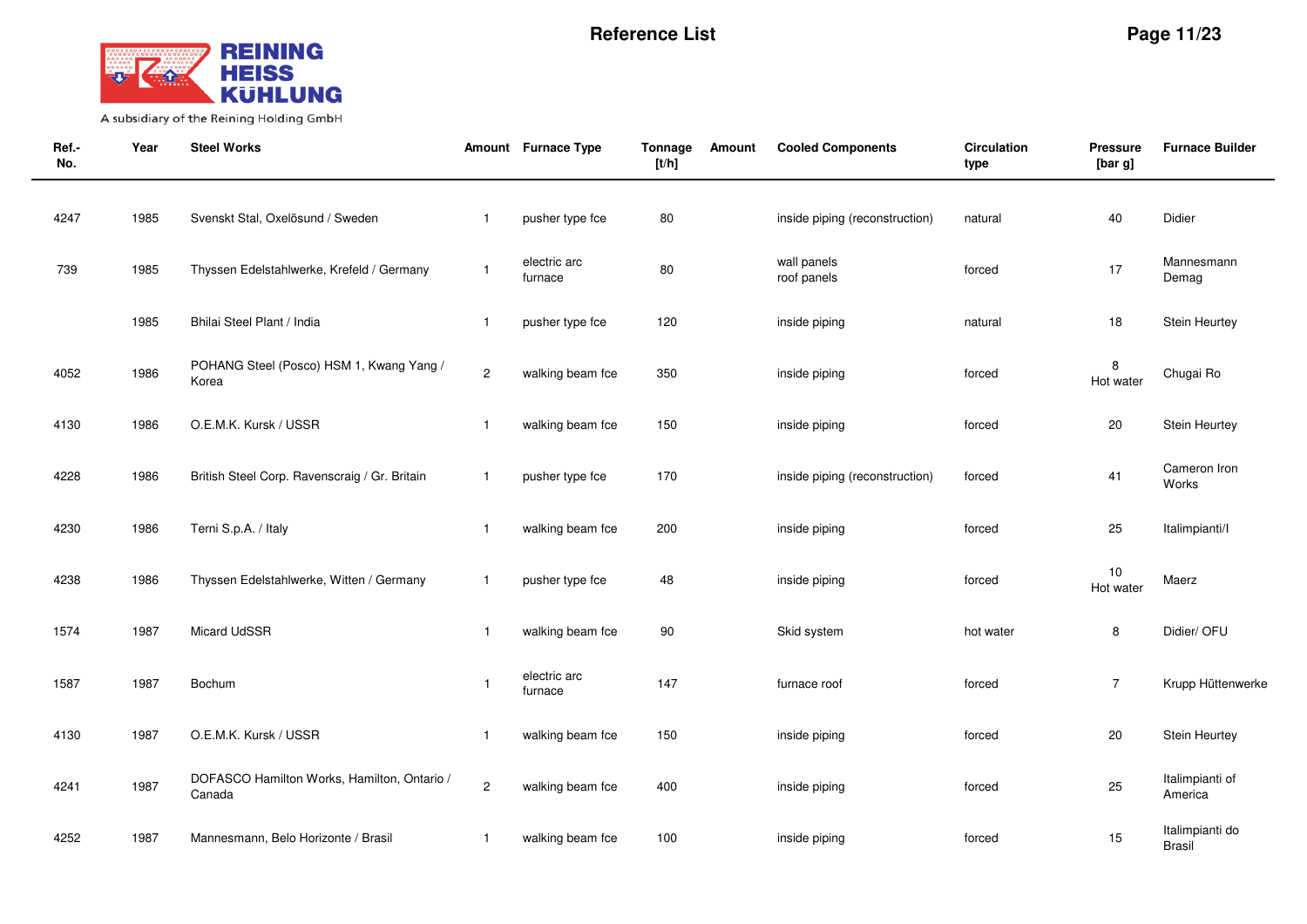# Reference List

| Ref.-No. | Year | Steel Works | Amount | Furnace Type | Tonnage [t/h] | Amount | Cooled Components | Circulation type | Pressure [bar g] | Furnace Builder |
|---|---|---|---|---|---|---|---|---|---|---|
| 4247 | 1985 | Svenskt Stal, Oxelösund / Sweden | 1 | pusher type fce | 80 | | inside piping (reconstruction) | natural | 40 | Didier |
| 739 | 1985 | Thyssen Edelstahlwerke, Krefeld / Germany | 1 | electric arc furnace | 80 | | wall panels roof panels | forced | 17 | Mannesmann Demag |
| | 1985 | Bhilai Steel Plant / India | 1 | pusher type fce | 120 | | inside piping | natural | 18 | Stein Heurtey |
| 4052 | 1986 | POHANG Steel (Posco) HSM 1, Kwang Yang / Korea | 2 | walking beam fce | 350 | | inside piping | forced | 8 Hot water | Chugai Ro |
| 4130 | 1986 | O.E.M.K. Kursk / USSR | 1 | walking beam fce | 150 | | inside piping | forced | 20 | Stein Heurtey |
| 4228 | 1986 | British Steel Corp. Ravenscraig / Gr. Britain | 1 | pusher type fce | 170 | | inside piping (reconstruction) | forced | 41 | Cameron Iron Works |
| 4230 | 1986 | Terni S.p.A. / Italy | 1 | walking beam fce | 200 | | inside piping | forced | 25 | Italimpianti/I |
| 4238 | 1986 | Thyssen Edelstahlwerke, Witten / Germany | 1 | pusher type fce | 48 | | inside piping | forced | 10 Hot water | Maerz |
| 1574 | 1987 | Micard UdSSR | 1 | walking beam fce | 90 | | Skid system | hot water | 8 | Didier/ OFU |
| 1587 | 1987 | Bochum | 1 | electric arc furnace | 147 | | furnace roof | forced | 7 | Krupp Hüttenwerke |
| 4130 | 1987 | O.E.M.K. Kursk / USSR | 1 | walking beam fce | 150 | | inside piping | forced | 20 | Stein Heurtey |
| 4241 | 1987 | DOFASCO Hamilton Works, Hamilton, Ontario / Canada | 2 | walking beam fce | 400 | | inside piping | forced | 25 | Italimpianti of America |
| 4252 | 1987 | Mannesmann, Belo Horizonte / Brasil | 1 | walking beam fce | 100 | | inside piping | forced | 15 | Italimpianti do Brasil |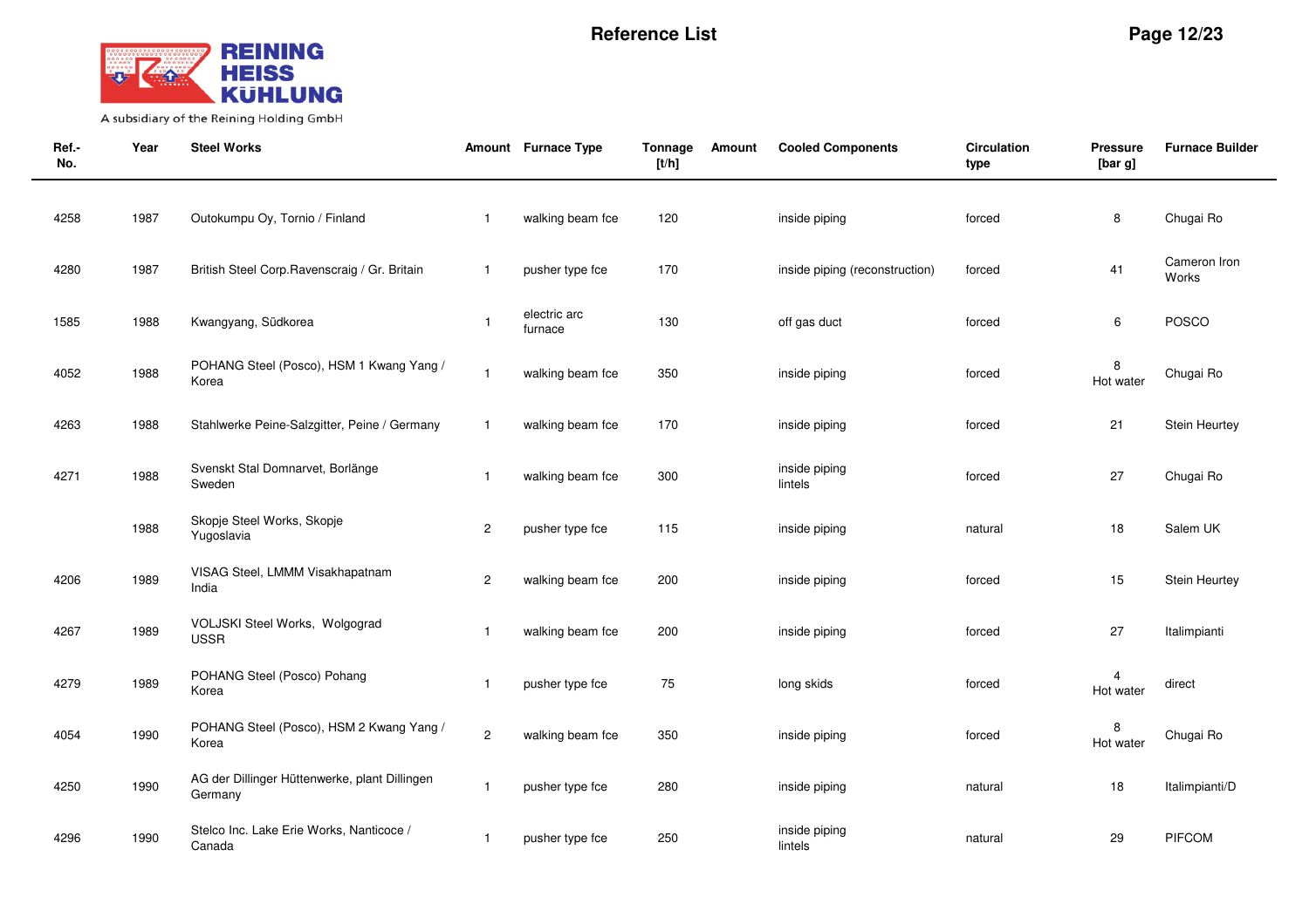# Reference List

**REINING HEISS KÜHLUNG**
A subsidiary of the Reining Holding GmbH

| Ref.-No. | Year | Steel Works | Amount | Furnace Type | Tonnage [t/h] | Amount | Cooled Components | Circulation type | Pressure [bar g] | Furnace Builder |
|---|---|---|---|---|---|---|---|---|---|---|
| 4258 | 1987 | Outokumpu Oy, Tornio / Finland | 1 | walking beam fce | 120 | | inside piping | forced | 8 | Chugai Ro |
| 4280 | 1987 | British Steel Corp.Ravenscraig / Gr. Britain | 1 | pusher type fce | 170 | | inside piping (reconstruction) | forced | 41 | Cameron Iron Works |
| 1585 | 1988 | Kwangyang, Südkorea | 1 | electric arc furnace | 130 | | off gas duct | forced | 6 | POSCO |
| 4052 | 1988 | POHANG Steel (Posco), HSM 1 Kwang Yang / Korea | 1 | walking beam fce | 350 | | inside piping | forced | 8 Hot water | Chugai Ro |
| 4263 | 1988 | Stahlwerke Peine-Salzgitter, Peine / Germany | 1 | walking beam fce | 170 | | inside piping | forced | 21 | Stein Heurtey |
| 4271 | 1988 | Svenskt Stal Domnarvet, Borlänge Sweden | 1 | walking beam fce | 300 | | inside piping lintels | forced | 27 | Chugai Ro |
| | 1988 | Skopje Steel Works, Skopje Yugoslavia | 2 | pusher type fce | 115 | | inside piping | natural | 18 | Salem UK |
| 4206 | 1989 | VISAG Steel, LMMM Visakhapatnam India | 2 | walking beam fce | 200 | | inside piping | forced | 15 | Stein Heurtey |
| 4267 | 1989 | VOLJSKI Steel Works, Wolgograd USSR | 1 | walking beam fce | 200 | | inside piping | forced | 27 | Italimpianti |
| 4279 | 1989 | POHANG Steel (Posco) Pohang Korea | 1 | pusher type fce | 75 | | long skids | forced | 4 Hot water | direct |
| 4054 | 1990 | POHANG Steel (Posco), HSM 2 Kwang Yang / Korea | 2 | walking beam fce | 350 | | inside piping | forced | 8 Hot water | Chugai Ro |
| 4250 | 1990 | AG der Dillinger Hüttenwerke, plant Dillingen Germany | 1 | pusher type fce | 280 | | inside piping | natural | 18 | Italimpianti/D |
| 4296 | 1990 | Stelco Inc. Lake Erie Works, Nanticoce / Canada | 1 | pusher type fce | 250 | | inside piping lintels | natural | 29 | PIFCOM |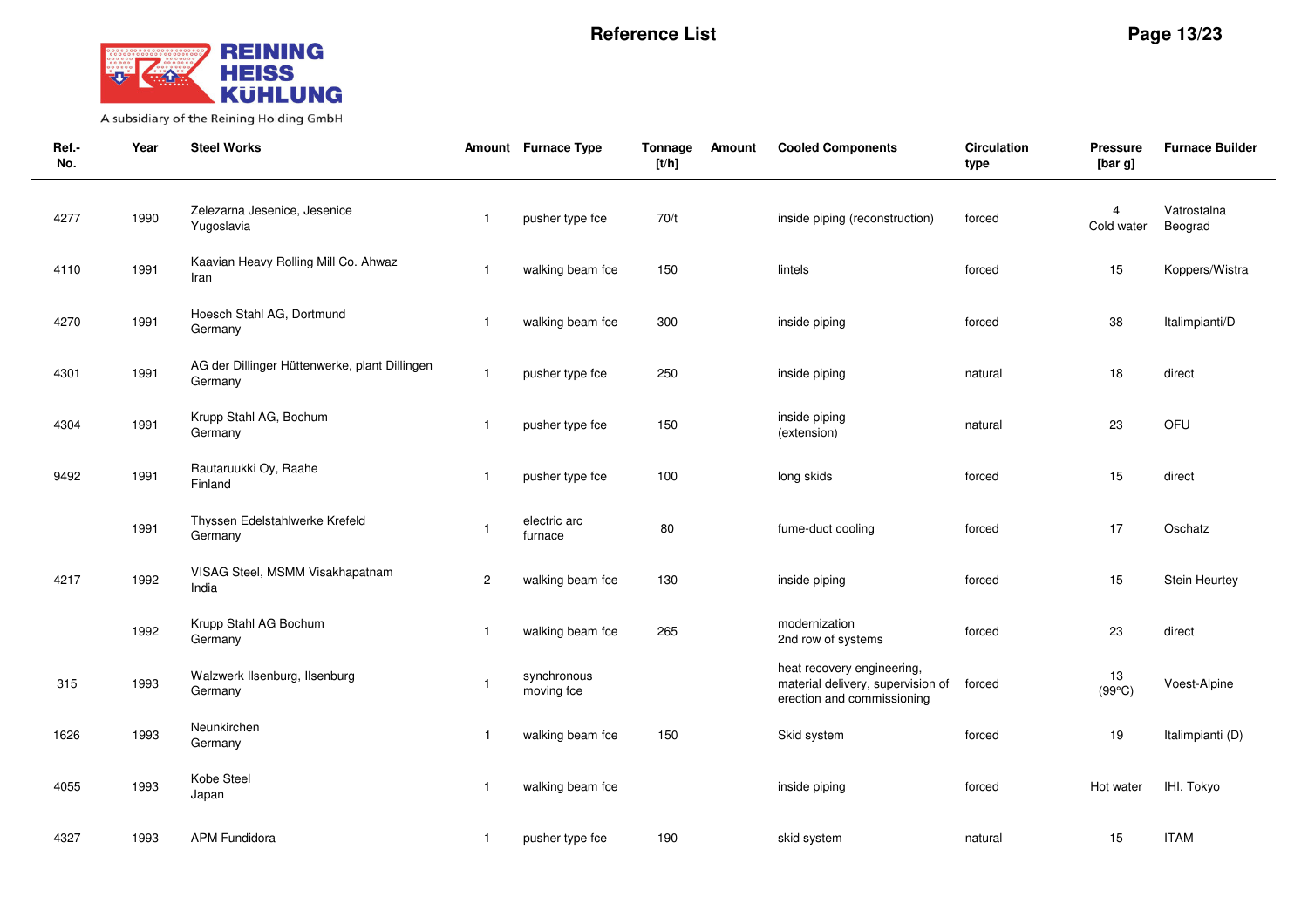# Reference List

| Ref.-No. | Year | Steel Works | Amount | Furnace Type | Tonnage [t/h] | Amount | Cooled Components | Circulation type | Pressure [bar g] | Furnace Builder |
|---|---|---|---|---|---|---|---|---|---|---|
| 4277 | 1990 | Zelezarna Jesenice, Jesenice Yugoslavia | 1 | pusher type fce | 70/t | | inside piping (reconstruction) | forced | 4 Cold water | Vatrostalna Beograd |
| 4110 | 1991 | Kaavian Heavy Rolling Mill Co. Ahwaz Iran | 1 | walking beam fce | 150 | | lintels | forced | 15 | Koppers/Wistra |
| 4270 | 1991 | Hoesch Stahl AG, Dortmund Germany | 1 | walking beam fce | 300 | | inside piping | forced | 38 | Italimpianti/D |
| 4301 | 1991 | AG der Dillinger Hüttenwerke, plant Dillingen Germany | 1 | pusher type fce | 250 | | inside piping | natural | 18 | direct |
| 4304 | 1991 | Krupp Stahl AG, Bochum Germany | 1 | pusher type fce | 150 | | inside piping (extension) | natural | 23 | OFU |
| 9492 | 1991 | Rautaruukki Oy, Raahe Finland | 1 | pusher type fce | 100 | | long skids | forced | 15 | direct |
| | 1991 | Thyssen Edelstahlwerke Krefeld Germany | 1 | electric arc furnace | 80 | | fume-duct cooling | forced | 17 | Oschatz |
| 4217 | 1992 | VISAG Steel, MSMM Visakhapatnam India | 2 | walking beam fce | 130 | | inside piping | forced | 15 | Stein Heurtey |
| | 1992 | Krupp Stahl AG Bochum Germany | 1 | walking beam fce | 265 | | modernization 2nd row of systems | forced | 23 | direct |
| 315 | 1993 | Walzwerk Ilsenburg, Ilsenburg Germany | 1 | synchronous moving fce | | | heat recovery engineering, material delivery, supervision of erection and commissioning | forced | 13 (99°C) | Voest-Alpine |
| 1626 | 1993 | Neunkirchen Germany | 1 | walking beam fce | 150 | | Skid system | forced | 19 | Italimpianti (D) |
| 4055 | 1993 | Kobe Steel Japan | 1 | walking beam fce | | | inside piping | forced | Hot water | IHI, Tokyo |
| 4327 | 1993 | APM Fundidora | 1 | pusher type fce | 190 | | skid system | natural | 15 | ITAM |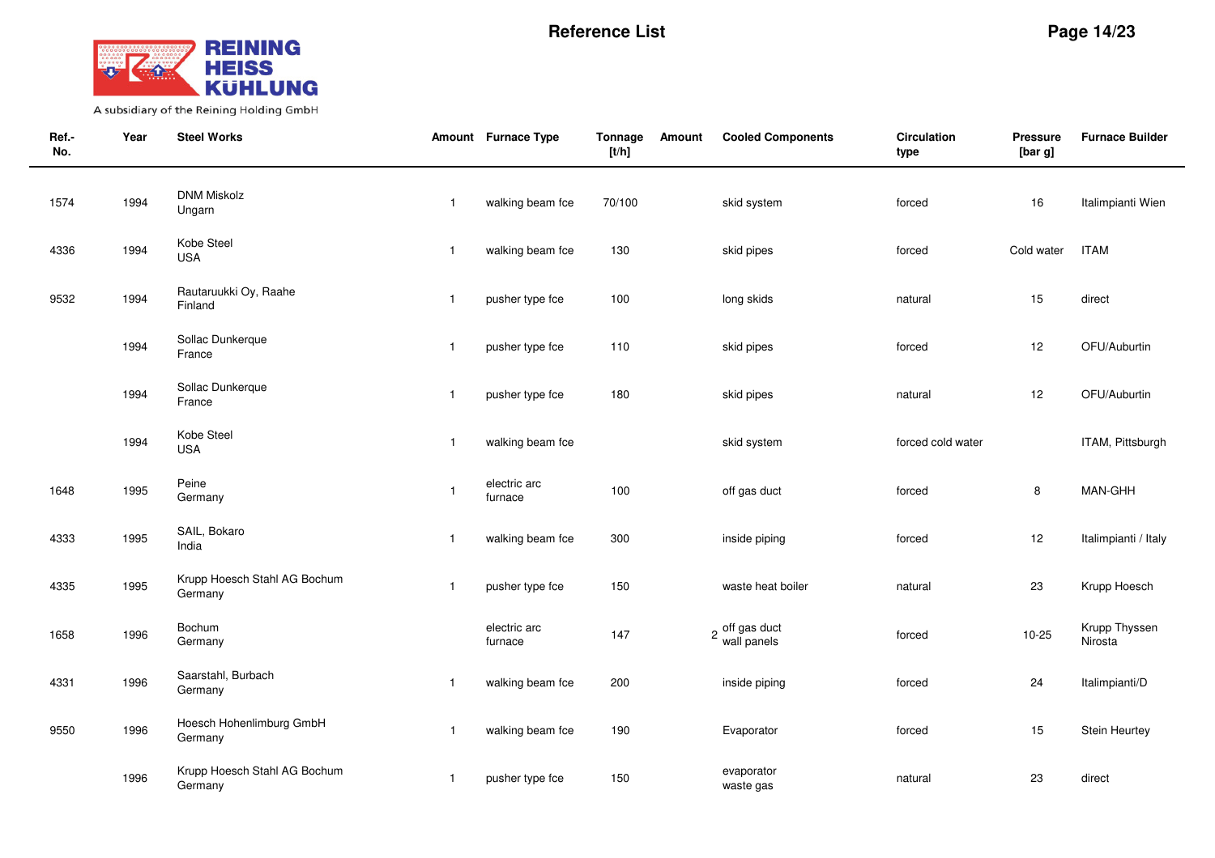# Reference List

| Ref.-No. | Year | Steel Works | Amount | Furnace Type | Tonnage [t/h] | Amount | Cooled Components | Circulation type | Pressure [bar g] | Furnace Builder |
|---|---|---|---|---|---|---|---|---|---|---|
| 1574 | 1994 | DNM Miskolz Ungarn | 1 | walking beam fce | 70/100 | | skid system | forced | 16 | Italimpianti Wien |
| 4336 | 1994 | Kobe Steel USA | 1 | walking beam fce | 130 | | skid pipes | forced | Cold water | ITAM |
| 9532 | 1994 | Rautaruukki Oy, Raahe Finland | 1 | pusher type fce | 100 | | long skids | natural | 15 | direct |
| | 1994 | Sollac Dunkerque France | 1 | pusher type fce | 110 | | skid pipes | forced | 12 | OFU/Auburtin |
| | 1994 | Sollac Dunkerque France | 1 | pusher type fce | 180 | | skid pipes | natural | 12 | OFU/Auburtin |
| | 1994 | Kobe Steel USA | 1 | walking beam fce | | | skid system | forced cold water | | ITAM, Pittsburgh |
| 1648 | 1995 | Peine Germany | 1 | electric arc furnace | 100 | | off gas duct | forced | 8 | MAN-GHH |
| 4333 | 1995 | SAIL, Bokaro India | 1 | walking beam fce | 300 | | inside piping | forced | 12 | Italimpianti / Italy |
| 4335 | 1995 | Krupp Hoesch Stahl AG Bochum Germany | 1 | pusher type fce | 150 | | waste heat boiler | natural | 23 | Krupp Hoesch |
| 1658 | 1996 | Bochum Germany | | electric arc furnace | 147 | 2 | off gas duct wall panels | forced | 10-25 | Krupp Thyssen Nirosta |
| 4331 | 1996 | Saarstahl, Burbach Germany | 1 | walking beam fce | 200 | | inside piping | forced | 24 | Italimpianti/D |
| 9550 | 1996 | Hoesch Hohenlimburg GmbH Germany | 1 | walking beam fce | 190 | | Evaporator | forced | 15 | Stein Heurtey |
| | 1996 | Krupp Hoesch Stahl AG Bochum Germany | 1 | pusher type fce | 150 | | evaporator waste gas | natural | 23 | direct |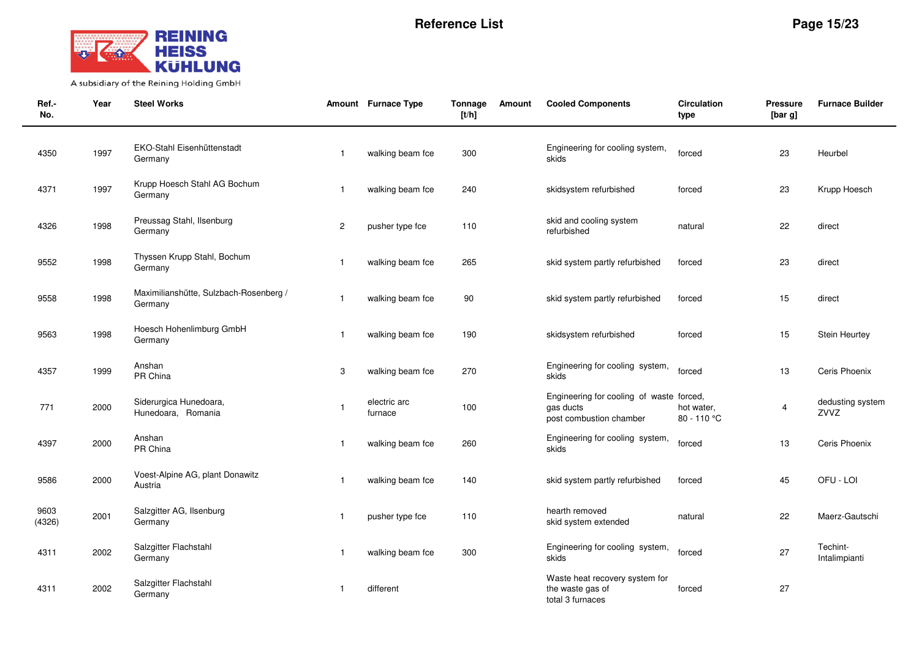# Reference List

| Ref.-No. | Year | Steel Works | Amount | Furnace Type | Tonnage [t/h] | Amount | Cooled Components | Circulation type | Pressure [bar g] | Furnace Builder |
|---|---|---|---|---|---|---|---|---|---|---|
| 4350 | 1997 | EKO-Stahl Eisenhüttenstadt Germany | 1 | walking beam fce | 300 | | Engineering for cooling system, skids | forced | 23 | Heurbel |
| 4371 | 1997 | Krupp Hoesch Stahl AG Bochum Germany | 1 | walking beam fce | 240 | | skidsystem refurbished | forced | 23 | Krupp Hoesch |
| 4326 | 1998 | Preussag Stahl, Ilsenburg Germany | 2 | pusher type fce | 110 | | skid and cooling system refurbished | natural | 22 | direct |
| 9552 | 1998 | Thyssen Krupp Stahl, Bochum Germany | 1 | walking beam fce | 265 | | skid system partly refurbished | forced | 23 | direct |
| 9558 | 1998 | Maximilianshütte, Sulzbach-Rosenberg / Germany | 1 | walking beam fce | 90 | | skid system partly refurbished | forced | 15 | direct |
| 9563 | 1998 | Hoesch Hohenlimburg GmbH Germany | 1 | walking beam fce | 190 | | skidsystem refurbished | forced | 15 | Stein Heurtey |
| 4357 | 1999 | Anshan PR China | 3 | walking beam fce | 270 | | Engineering for cooling system, skids | forced | 13 | Ceris Phoenix |
| 771 | 2000 | Siderurgica Hunedoara, Hunedoara, Romania | 1 | electric arc furnace | 100 | | Engineering for cooling of waste gas ducts post combustion chamber | forced, hot water, 80 - 110 °C | 4 | dedusting system ZVVZ |
| 4397 | 2000 | Anshan PR China | 1 | walking beam fce | 260 | | Engineering for cooling system, skids | forced | 13 | Ceris Phoenix |
| 9586 | 2000 | Voest-Alpine AG, plant Donawitz Austria | 1 | walking beam fce | 140 | | skid system partly refurbished | forced | 45 | OFU - LOI |
| 9603 (4326) | 2001 | Salzgitter AG, Ilsenburg Germany | 1 | pusher type fce | 110 | | hearth removed skid system extended | natural | 22 | Maerz-Gautschi |
| 4311 | 2002 | Salzgitter Flachstahl Germany | 1 | walking beam fce | 300 | | Engineering for cooling system, skids | forced | 27 | Techint-Intalimpianti |
| 4311 | 2002 | Salzgitter Flachstahl Germany | 1 | different | | | Waste heat recovery system for the waste gas of total 3 furnaces | forced | 27 | |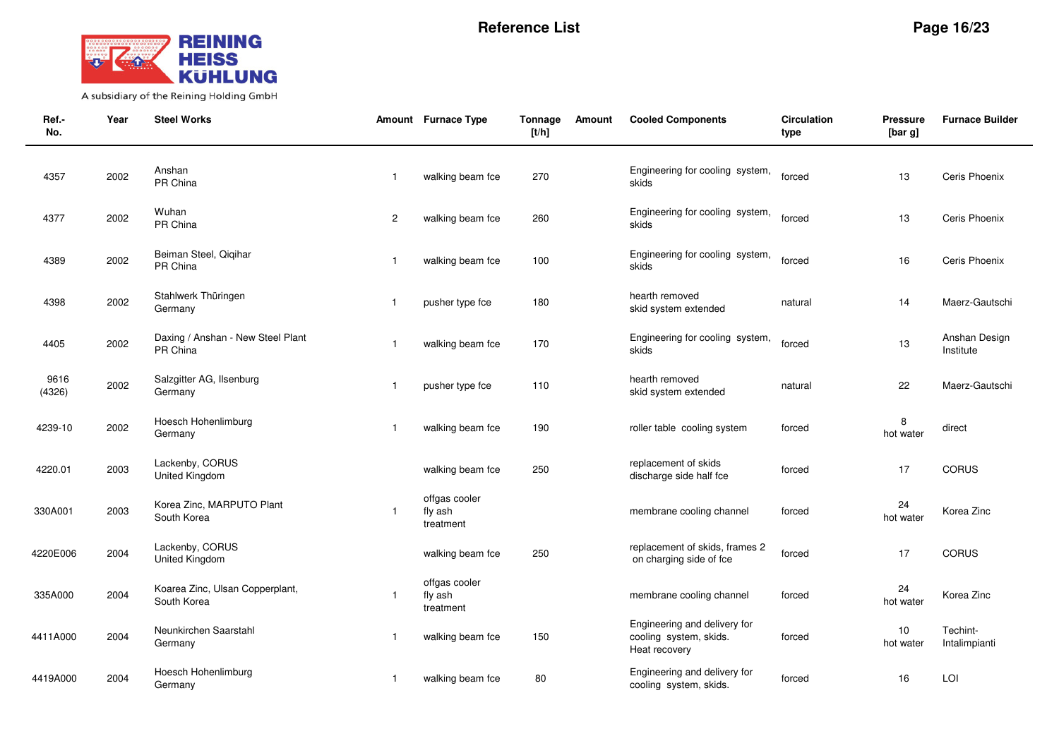**REINING HEISS KÜHLUNG**
A subsidiary of the Reining Holding GmbH

# Reference List

| Ref.-No. | Year | Steel Works | Amount | Furnace Type | Tonnage [t/h] | Amount | Cooled Components | Circulation type | Pressure [bar g] | Furnace Builder |
|---|---|---|---|---|---|---|---|---|---|---|
| 4357 | 2002 | Anshan PR China | 1 | walking beam fce | 270 | | Engineering for cooling system, skids | forced | 13 | Ceris Phoenix |
| 4377 | 2002 | Wuhan PR China | 2 | walking beam fce | 260 | | Engineering for cooling system, skids | forced | 13 | Ceris Phoenix |
| 4389 | 2002 | Beiman Steel, Qiqihar PR China | 1 | walking beam fce | 100 | | Engineering for cooling system, skids | forced | 16 | Ceris Phoenix |
| 4398 | 2002 | Stahlwerk Thüringen Germany | 1 | pusher type fce | 180 | | hearth removed skid system extended | natural | 14 | Maerz-Gautschi |
| 4405 | 2002 | Daxing / Anshan - New Steel Plant PR China | 1 | walking beam fce | 170 | | Engineering for cooling system, skids | forced | 13 | Anshan Design Institute |
| 9616 (4326) | 2002 | Salzgitter AG, Ilsenburg Germany | 1 | pusher type fce | 110 | | hearth removed skid system extended | natural | 22 | Maerz-Gautschi |
| 4239-10 | 2002 | Hoesch Hohenlimburg Germany | 1 | walking beam fce | 190 | | roller table cooling system | forced | 8 hot water | direct |
| 4220.01 | 2003 | Lackenby, CORUS United Kingdom | | walking beam fce | 250 | | replacement of skids discharge side half fce | forced | 17 | CORUS |
| 330A001 | 2003 | Korea Zinc, MARPUTO Plant South Korea | 1 | offgas cooler fly ash treatment | | | membrane cooling channel | forced | 24 hot water | Korea Zinc |
| 4220E006 | 2004 | Lackenby, CORUS United Kingdom | | walking beam fce | 250 | | replacement of skids, frames 2 on charging side of fce | forced | 17 | CORUS |
| 335A000 | 2004 | Koarea Zinc, Ulsan Copperplant, South Korea | 1 | offgas cooler fly ash treatment | | | membrane cooling channel | forced | 24 hot water | Korea Zinc |
| 4411A000 | 2004 | Neunkirchen Saarstahl Germany | 1 | walking beam fce | 150 | | Engineering and delivery for cooling system, skids. Heat recovery | forced | 10 hot water | Techint-Intalimpianti |
| 4419A000 | 2004 | Hoesch Hohenlimburg Germany | 1 | walking beam fce | 80 | | Engineering and delivery for cooling system, skids. | forced | 16 | LOI |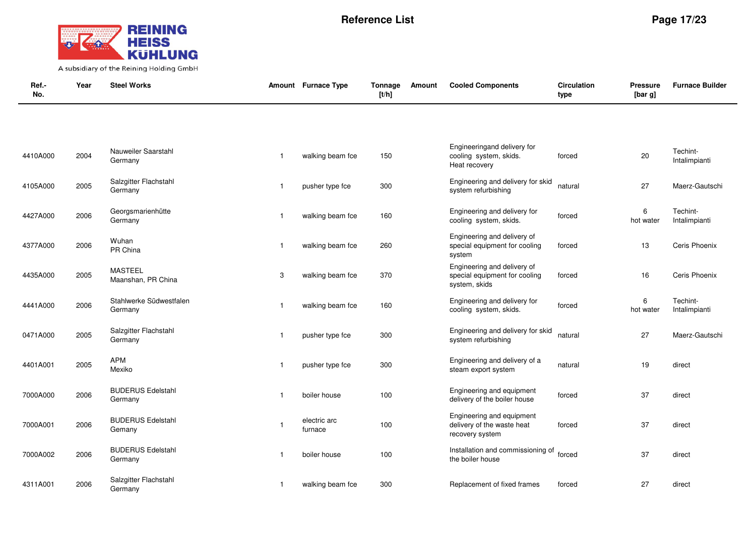# Reference List

| Ref.-No. | Year | Steel Works | Amount | Furnace Type | Tonnage [t/h] | Amount | Cooled Components | Circulation type | Pressure [bar g] | Furnace Builder |
|---|---|---|---|---|---|---|---|---|---|---|
| 4410A000 | 2004 | Nauweiler Saarstahl Germany | 1 | walking beam fce | 150 | | Engineeringand delivery for cooling system, skids. Heat recovery | forced | 20 | Techint-Intalimpianti |
| 4105A000 | 2005 | Salzgitter Flachstahl Germany | 1 | pusher type fce | 300 | | Engineering and delivery for skid system refurbishing | natural | 27 | Maerz-Gautschi |
| 4427A000 | 2006 | Georgsmarienhütte Germany | 1 | walking beam fce | 160 | | Engineering and delivery for cooling system, skids. | forced | 6 hot water | Techint-Intalimpianti |
| 4377A000 | 2006 | Wuhan PR China | 1 | walking beam fce | 260 | | Engineering and delivery of special equipment for cooling system | forced | 13 | Ceris Phoenix |
| 4435A000 | 2005 | MASTEEL Maanshan, PR China | 3 | walking beam fce | 370 | | Engineering and delivery of special equipment for cooling system, skids | forced | 16 | Ceris Phoenix |
| 4441A000 | 2006 | Stahlwerke Südwestfalen Germany | 1 | walking beam fce | 160 | | Engineering and delivery for cooling system, skids. | forced | 6 hot water | Techint-Intalimpianti |
| 0471A000 | 2005 | Salzgitter Flachstahl Germany | 1 | pusher type fce | 300 | | Engineering and delivery for skid system refurbishing | natural | 27 | Maerz-Gautschi |
| 4401A001 | 2005 | APM Mexiko | 1 | pusher type fce | 300 | | Engineering and delivery of a steam export system | natural | 19 | direct |
| 7000A000 | 2006 | BUDERUS Edelstahl Germany | 1 | boiler house | 100 | | Engineering and equipment delivery of the boiler house | forced | 37 | direct |
| 7000A001 | 2006 | BUDERUS Edelstahl Gemany | 1 | electric arc furnace | 100 | | Engineering and equipment delivery of the waste heat recovery system | forced | 37 | direct |
| 7000A002 | 2006 | BUDERUS Edelstahl Germany | 1 | boiler house | 100 | | Installation and commissioning of the boiler house | forced | 37 | direct |
| 4311A001 | 2006 | Salzgitter Flachstahl Germany | 1 | walking beam fce | 300 | | Replacement of fixed frames | forced | 27 | direct |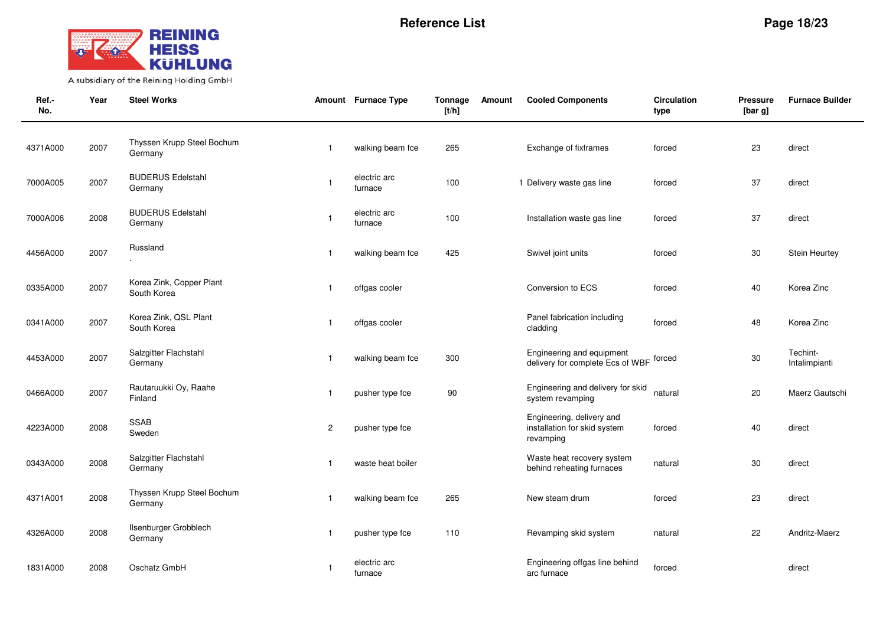# Reference List

| Ref.-No. | Year | Steel Works | Amount | Furnace Type | Tonnage [t/h] | Amount | Cooled Components | Circulation type | Pressure [bar g] | Furnace Builder |
|---|---|---|---|---|---|---|---|---|---|---|
| 4371A000 | 2007 | Thyssen Krupp Steel Bochum Germany | 1 | walking beam fce | 265 | | Exchange of fixframes | forced | 23 | direct |
| 7000A005 | 2007 | BUDERUS Edelstahl Germany | 1 | electric arc furnace | 100 | 1 | Delivery waste gas line | forced | 37 | direct |
| 7000A006 | 2008 | BUDERUS Edelstahl Germany | 1 | electric arc furnace | 100 | | Installation waste gas line | forced | 37 | direct |
| 4456A000 | 2007 | Russland . | 1 | walking beam fce | 425 | | Swivel joint units | forced | 30 | Stein Heurtey |
| 0335A000 | 2007 | Korea Zink, Copper Plant South Korea | 1 | offgas cooler | | | Conversion to ECS | forced | 40 | Korea Zinc |
| 0341A000 | 2007 | Korea Zink, QSL Plant South Korea | 1 | offgas cooler | | | Panel fabrication including cladding | forced | 48 | Korea Zinc |
| 4453A000 | 2007 | Salzgitter Flachstahl Germany | 1 | walking beam fce | 300 | | Engineering and equipment delivery for complete Ecs of WBF | forced | 30 | Techint-Intalimpianti |
| 0466A000 | 2007 | Rautaruukki Oy, Raahe Finland | 1 | pusher type fce | 90 | | Engineering and delivery for skid system revamping | natural | 20 | Maerz Gautschi |
| 4223A000 | 2008 | SSAB Sweden | 2 | pusher type fce | | | Engineering, delivery and installation for skid system revamping | forced | 40 | direct |
| 0343A000 | 2008 | Salzgitter Flachstahl Germany | 1 | waste heat boiler | | | Waste heat recovery system behind reheating furnaces | natural | 30 | direct |
| 4371A001 | 2008 | Thyssen Krupp Steel Bochum Germany | 1 | walking beam fce | 265 | | New steam drum | forced | 23 | direct |
| 4326A000 | 2008 | Ilsenburger Grobblech Germany | 1 | pusher type fce | 110 | | Revamping skid system | natural | 22 | Andritz-Maerz |
| 1831A000 | 2008 | Oschatz GmbH | 1 | electric arc furnace | | | Engineering offgas line behind arc furnace | forced | | direct |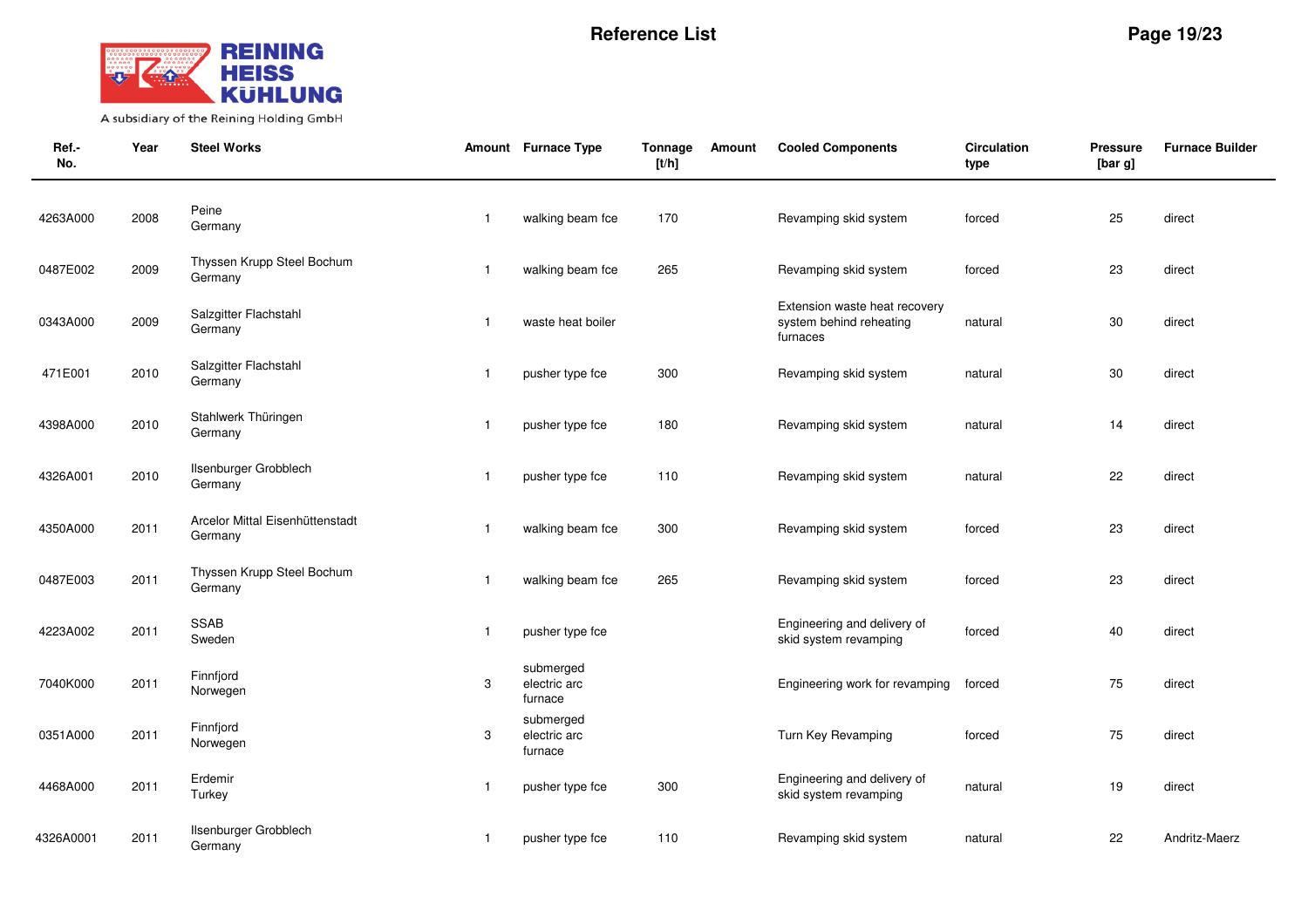# Reference List

| Ref.-No. | Year | Steel Works | Amount | Furnace Type | Tonnage [t/h] | Amount | Cooled Components | Circulation type | Pressure [bar g] | Furnace Builder |
|---|---|---|---|---|---|---|---|---|---|---|
| 4263A000 | 2008 | Peine Germany | 1 | walking beam fce | 170 | | Revamping skid system | forced | 25 | direct |
| 0487E002 | 2009 | Thyssen Krupp Steel Bochum Germany | 1 | walking beam fce | 265 | | Revamping skid system | forced | 23 | direct |
| 0343A000 | 2009 | Salzgitter Flachstahl Germany | 1 | waste heat boiler | | | Extension waste heat recovery system behind reheating furnaces | natural | 30 | direct |
| 471E001 | 2010 | Salzgitter Flachstahl Germany | 1 | pusher type fce | 300 | | Revamping skid system | natural | 30 | direct |
| 4398A000 | 2010 | Stahlwerk Thüringen Germany | 1 | pusher type fce | 180 | | Revamping skid system | natural | 14 | direct |
| 4326A001 | 2010 | Ilsenburger Grobblech Germany | 1 | pusher type fce | 110 | | Revamping skid system | natural | 22 | direct |
| 4350A000 | 2011 | Arcelor Mittal Eisenhüttenstadt Germany | 1 | walking beam fce | 300 | | Revamping skid system | forced | 23 | direct |
| 0487E003 | 2011 | Thyssen Krupp Steel Bochum Germany | 1 | walking beam fce | 265 | | Revamping skid system | forced | 23 | direct |
| 4223A002 | 2011 | SSAB Sweden | 1 | pusher type fce | | | Engineering and delivery of skid system revamping | forced | 40 | direct |
| 7040K000 | 2011 | Finnfjord Norwegen | 3 | submerged electric arc furnace | | | Engineering work for revamping | forced | 75 | direct |
| 0351A000 | 2011 | Finnfjord Norwegen | 3 | submerged electric arc furnace | | | Turn Key Revamping | forced | 75 | direct |
| 4468A000 | 2011 | Erdemir Turkey | 1 | pusher type fce | 300 | | Engineering and delivery of skid system revamping | natural | 19 | direct |
| 4326A0001 | 2011 | Ilsenburger Grobblech Germany | 1 | pusher type fce | 110 | | Revamping skid system | natural | 22 | Andritz-Maerz |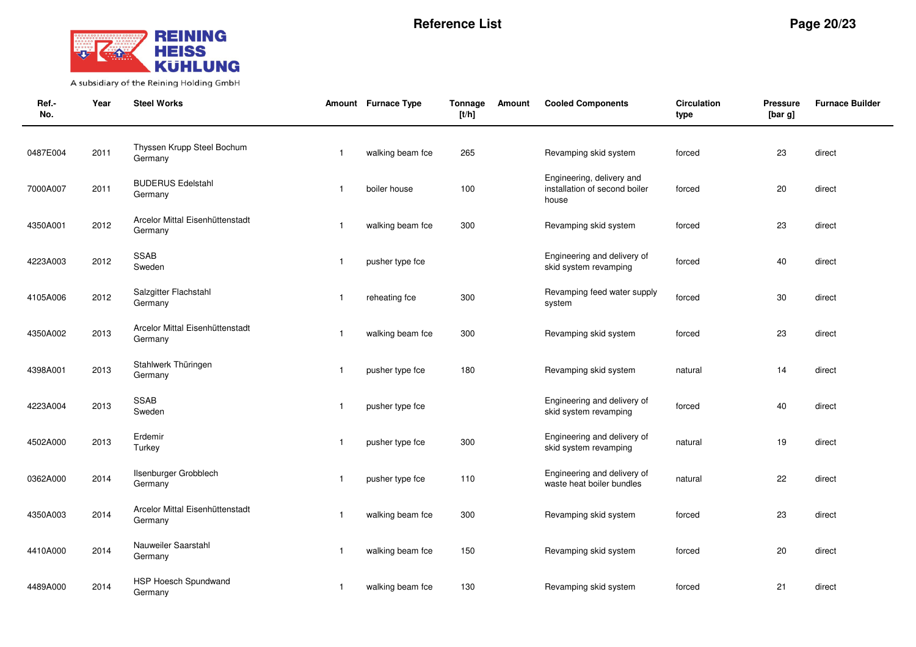# Reference List

| Ref.-No. | Year | Steel Works | Amount | Furnace Type | Tonnage [t/h] | Amount | Cooled Components | Circulation type | Pressure [bar g] | Furnace Builder |
|---|---|---|---|---|---|---|---|---|---|---|
| 0487E004 | 2011 | Thyssen Krupp Steel Bochum Germany | 1 | walking beam fce | 265 | | Revamping skid system | forced | 23 | direct |
| 7000A007 | 2011 | BUDERUS Edelstahl Germany | 1 | boiler house | 100 | | Engineering, delivery and installation of second boiler house | forced | 20 | direct |
| 4350A001 | 2012 | Arcelor Mittal Eisenhüttenstadt Germany | 1 | walking beam fce | 300 | | Revamping skid system | forced | 23 | direct |
| 4223A003 | 2012 | SSAB Sweden | 1 | pusher type fce | | | Engineering and delivery of skid system revamping | forced | 40 | direct |
| 4105A006 | 2012 | Salzgitter Flachstahl Germany | 1 | reheating fce | 300 | | Revamping feed water supply system | forced | 30 | direct |
| 4350A002 | 2013 | Arcelor Mittal Eisenhüttenstadt Germany | 1 | walking beam fce | 300 | | Revamping skid system | forced | 23 | direct |
| 4398A001 | 2013 | Stahlwerk Thüringen Germany | 1 | pusher type fce | 180 | | Revamping skid system | natural | 14 | direct |
| 4223A004 | 2013 | SSAB Sweden | 1 | pusher type fce | | | Engineering and delivery of skid system revamping | forced | 40 | direct |
| 4502A000 | 2013 | Erdemir Turkey | 1 | pusher type fce | 300 | | Engineering and delivery of skid system revamping | natural | 19 | direct |
| 0362A000 | 2014 | Ilsenburger Grobblech Germany | 1 | pusher type fce | 110 | | Engineering and delivery of waste heat boiler bundles | natural | 22 | direct |
| 4350A003 | 2014 | Arcelor Mittal Eisenhüttenstadt Germany | 1 | walking beam fce | 300 | | Revamping skid system | forced | 23 | direct |
| 4410A000 | 2014 | Nauweiler Saarstahl Germany | 1 | walking beam fce | 150 | | Revamping skid system | forced | 20 | direct |
| 4489A000 | 2014 | HSP Hoesch Spundwand Germany | 1 | walking beam fce | 130 | | Revamping skid system | forced | 21 | direct |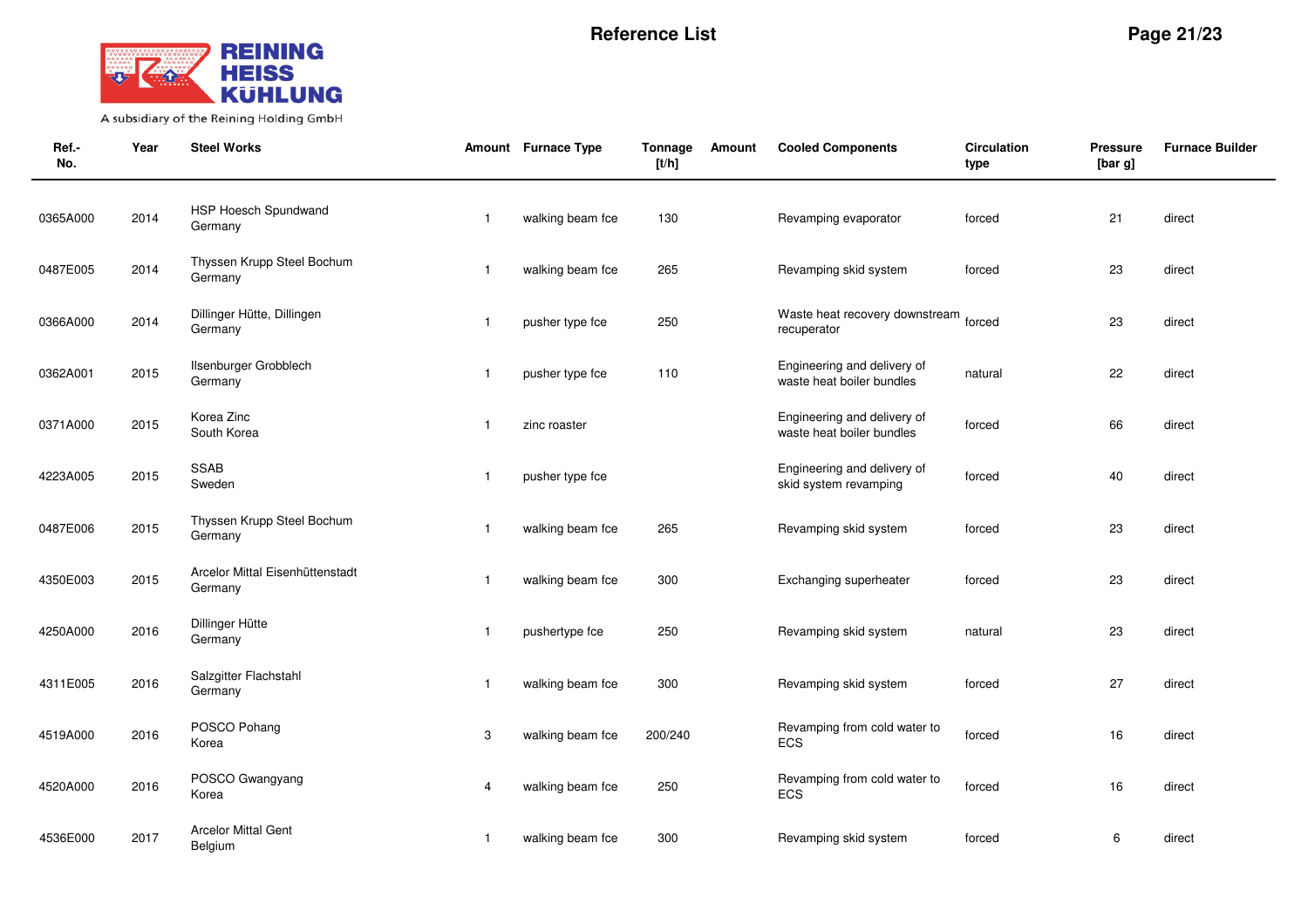# Reference List

| Ref.-No. | Year | Steel Works | Amount | Furnace Type | Tonnage [t/h] | Amount | Cooled Components | Circulation type | Pressure [bar g] | Furnace Builder |
|---|---|---|---|---|---|---|---|---|---|---|
| 0365A000 | 2014 | HSP Hoesch Spundwand Germany | 1 | walking beam fce | 130 | | Revamping evaporator | forced | 21 | direct |
| 0487E005 | 2014 | Thyssen Krupp Steel Bochum Germany | 1 | walking beam fce | 265 | | Revamping skid system | forced | 23 | direct |
| 0366A000 | 2014 | Dillinger Hütte, Dillingen Germany | 1 | pusher type fce | 250 | | Waste heat recovery downstream recuperator | forced | 23 | direct |
| 0362A001 | 2015 | Ilsenburger Grobblech Germany | 1 | pusher type fce | 110 | | Engineering and delivery of waste heat boiler bundles | natural | 22 | direct |
| 0371A000 | 2015 | Korea Zinc South Korea | 1 | zinc roaster | | | Engineering and delivery of waste heat boiler bundles | forced | 66 | direct |
| 4223A005 | 2015 | SSAB Sweden | 1 | pusher type fce | | | Engineering and delivery of skid system revamping | forced | 40 | direct |
| 0487E006 | 2015 | Thyssen Krupp Steel Bochum Germany | 1 | walking beam fce | 265 | | Revamping skid system | forced | 23 | direct |
| 4350E003 | 2015 | Arcelor Mittal Eisenhüttenstadt Germany | 1 | walking beam fce | 300 | | Exchanging superheater | forced | 23 | direct |
| 4250A000 | 2016 | Dillinger Hütte Germany | 1 | pushertype fce | 250 | | Revamping skid system | natural | 23 | direct |
| 4311E005 | 2016 | Salzgitter Flachstahl Germany | 1 | walking beam fce | 300 | | Revamping skid system | forced | 27 | direct |
| 4519A000 | 2016 | POSCO Pohang Korea | 3 | walking beam fce | 200/240 | | Revamping from cold water to ECS | forced | 16 | direct |
| 4520A000 | 2016 | POSCO Gwangyang Korea | 4 | walking beam fce | 250 | | Revamping from cold water to ECS | forced | 16 | direct |
| 4536E000 | 2017 | Arcelor Mittal Gent Belgium | 1 | walking beam fce | 300 | | Revamping skid system | forced | 6 | direct |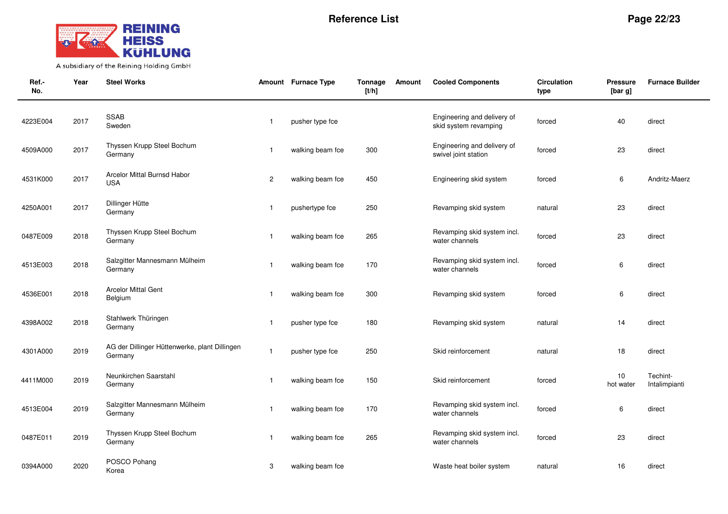# Reference List

| Ref.-No. | Year | Steel Works | Amount | Furnace Type | Tonnage [t/h] | Amount | Cooled Components | Circulation type | Pressure [bar g] | Furnace Builder |
|---|---|---|---|---|---|---|---|---|---|---|
| 4223E004 | 2017 | SSAB Sweden | 1 | pusher type fce | | | Engineering and delivery of skid system revamping | forced | 40 | direct |
| 4509A000 | 2017 | Thyssen Krupp Steel Bochum Germany | 1 | walking beam fce | 300 | | Engineering and delivery of swivel joint station | forced | 23 | direct |
| 4531K000 | 2017 | Arcelor Mittal Burnsd Habor USA | 2 | walking beam fce | 450 | | Engineering skid system | forced | 6 | Andritz-Maerz |
| 4250A001 | 2017 | Dillinger Hütte Germany | 1 | pushertype fce | 250 | | Revamping skid system | natural | 23 | direct |
| 0487E009 | 2018 | Thyssen Krupp Steel Bochum Germany | 1 | walking beam fce | 265 | | Revamping skid system incl. water channels | forced | 23 | direct |
| 4513E003 | 2018 | Salzgitter Mannesmann Mülheim Germany | 1 | walking beam fce | 170 | | Revamping skid system incl. water channels | forced | 6 | direct |
| 4536E001 | 2018 | Arcelor Mittal Gent Belgium | 1 | walking beam fce | 300 | | Revamping skid system | forced | 6 | direct |
| 4398A002 | 2018 | Stahlwerk Thüringen Germany | 1 | pusher type fce | 180 | | Revamping skid system | natural | 14 | direct |
| 4301A000 | 2019 | AG der Dillinger Hüttenwerke, plant Dillingen Germany | 1 | pusher type fce | 250 | | Skid reinforcement | natural | 18 | direct |
| 4411M000 | 2019 | Neunkirchen Saarstahl Germany | 1 | walking beam fce | 150 | | Skid reinforcement | forced | 10 hot water | Techint-Intalimpianti |
| 4513E004 | 2019 | Salzgitter Mannesmann Mülheim Germany | 1 | walking beam fce | 170 | | Revamping skid system incl. water channels | forced | 6 | direct |
| 0487E011 | 2019 | Thyssen Krupp Steel Bochum Germany | 1 | walking beam fce | 265 | | Revamping skid system incl. water channels | forced | 23 | direct |
| 0394A000 | 2020 | POSCO Pohang Korea | 3 | walking beam fce | | | Waste heat boiler system | natural | 16 | direct |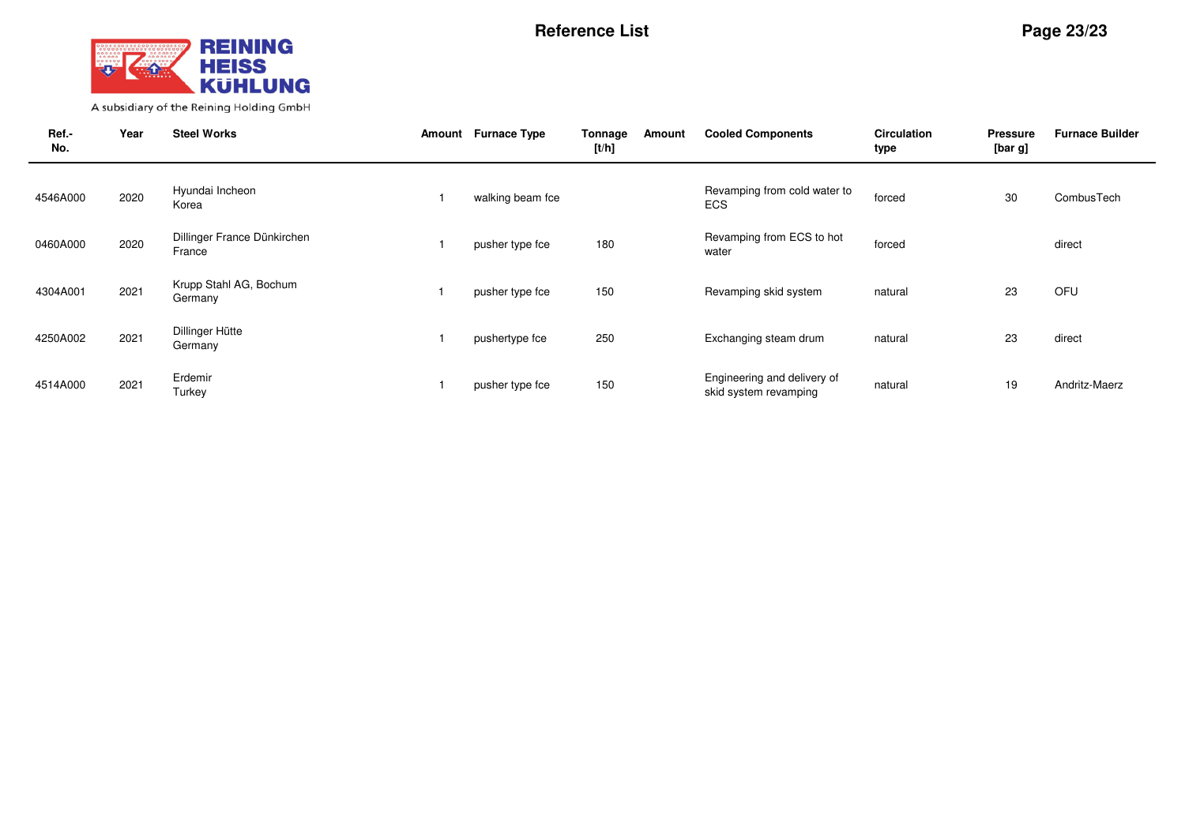**REINING HEISS KÜHLUNG**

A subsidiary of the Reining Holding GmbH

# Reference List

| Ref.-No. | Year | Steel Works | Amount | Furnace Type | Tonnage [t/h] | Amount | Cooled Components | Circulation type | Pressure [bar g] | Furnace Builder |
|---|---|---|---|---|---|---|---|---|---|---|
| 4546A000 | 2020 | Hyundai Incheon Korea | 1 | walking beam fce | | | Revamping from cold water to ECS | forced | 30 | CombusTech |
| 0460A000 | 2020 | Dillinger France Dünkirchen France | 1 | pusher type fce | 180 | | Revamping from ECS to hot water | forced | | direct |
| 4304A001 | 2021 | Krupp Stahl AG, Bochum Germany | 1 | pusher type fce | 150 | | Revamping skid system | natural | 23 | OFU |
| 4250A002 | 2021 | Dillinger Hütte Germany | 1 | pushertype fce | 250 | | Exchanging steam drum | natural | 23 | direct |
| 4514A000 | 2021 | Erdemir Turkey | 1 | pusher type fce | 150 | | Engineering and delivery of skid system revamping | natural | 19 | Andritz-Maerz |